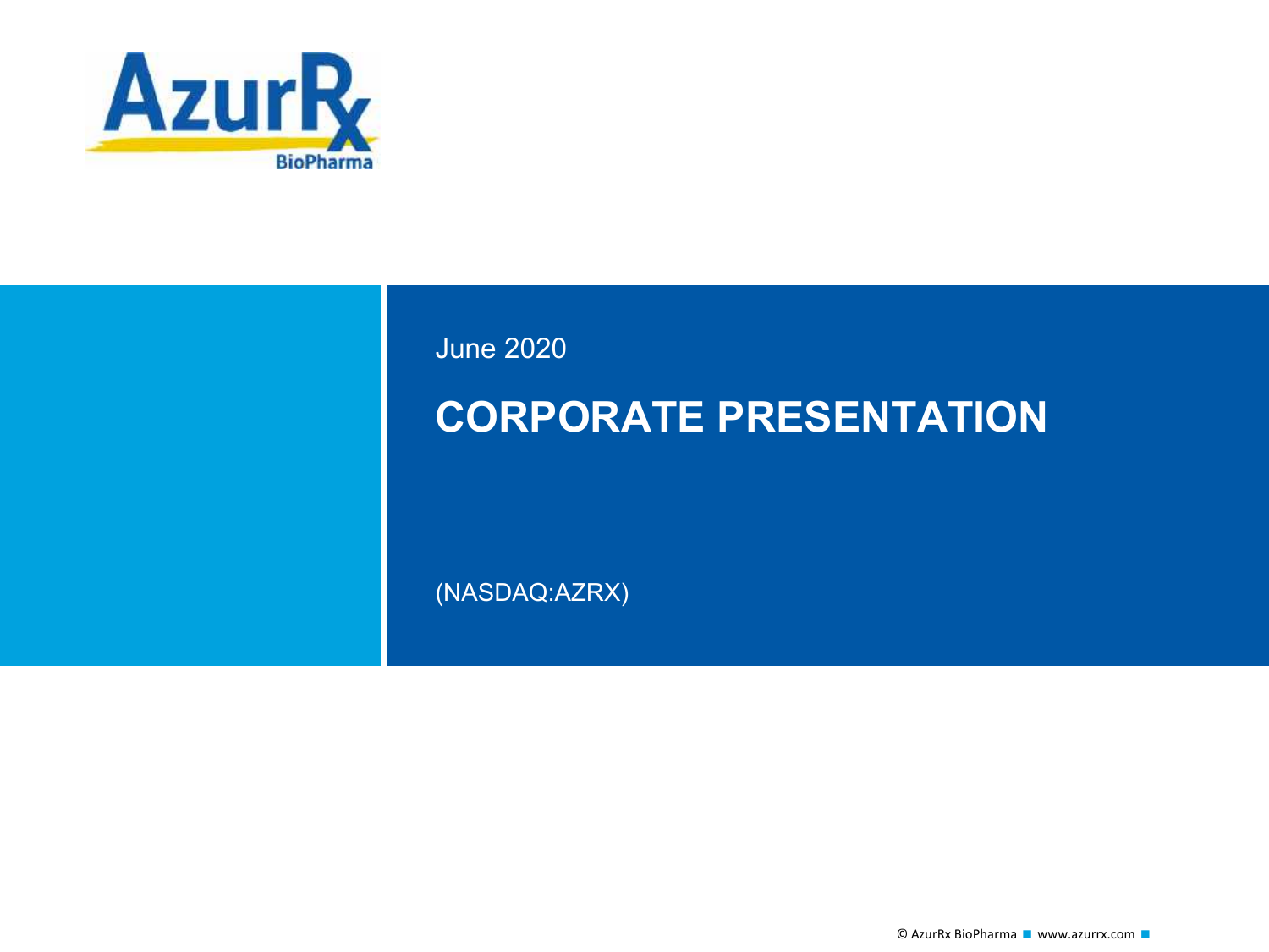AzurRx BioPharma

June 2020

# CORPORATE PRESENTATION

(NASDAQ:AZRX)

© AzurRx BioPharma ■ www.azurrx.com ■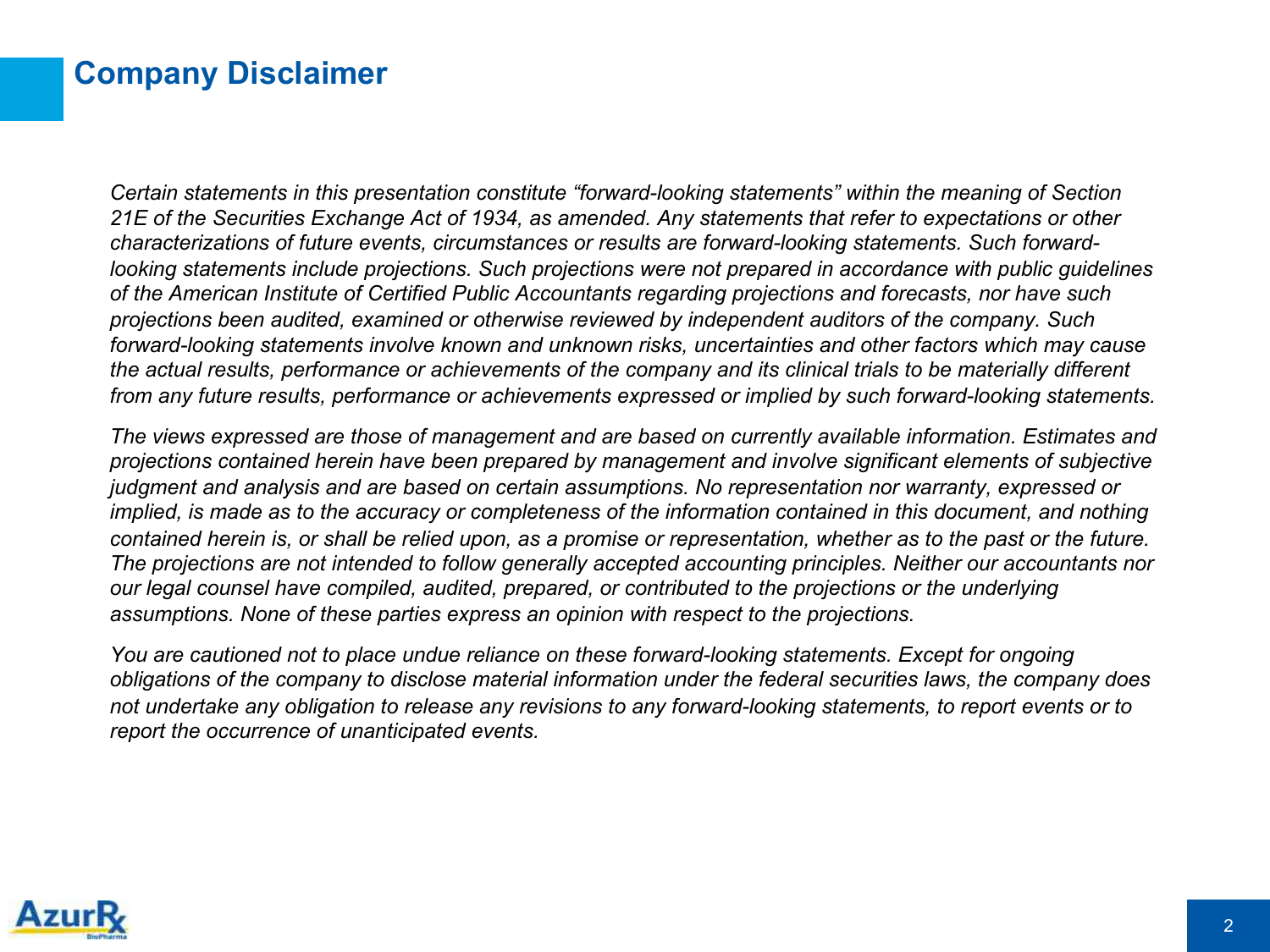# Company Disclaimer

*Certain statements in this presentation constitute "forward-looking statements" within the meaning of Section 21E of the Securities Exchange Act of 1934, as amended. Any statements that refer to expectations or other characterizations of future events, circumstances or results are forward-looking statements. Such forward-looking statements include projections. Such projections were not prepared in accordance with public guidelines of the American Institute of Certified Public Accountants regarding projections and forecasts, nor have such projections been audited, examined or otherwise reviewed by independent auditors of the company. Such forward-looking statements involve known and unknown risks, uncertainties and other factors which may cause the actual results, performance or achievements of the company and its clinical trials to be materially different from any future results, performance or achievements expressed or implied by such forward-looking statements.*

*The views expressed are those of management and are based on currently available information. Estimates and projections contained herein have been prepared by management and involve significant elements of subjective judgment and analysis and are based on certain assumptions. No representation nor warranty, expressed or implied, is made as to the accuracy or completeness of the information contained in this document, and nothing contained herein is, or shall be relied upon, as a promise or representation, whether as to the past or the future. The projections are not intended to follow generally accepted accounting principles. Neither our accountants nor our legal counsel have compiled, audited, prepared, or contributed to the projections or the underlying assumptions. None of these parties express an opinion with respect to the projections.*

*You are cautioned not to place undue reliance on these forward-looking statements. Except for ongoing obligations of the company to disclose material information under the federal securities laws, the company does not undertake any obligation to release any revisions to any forward-looking statements, to report events or to report the occurrence of unanticipated events.*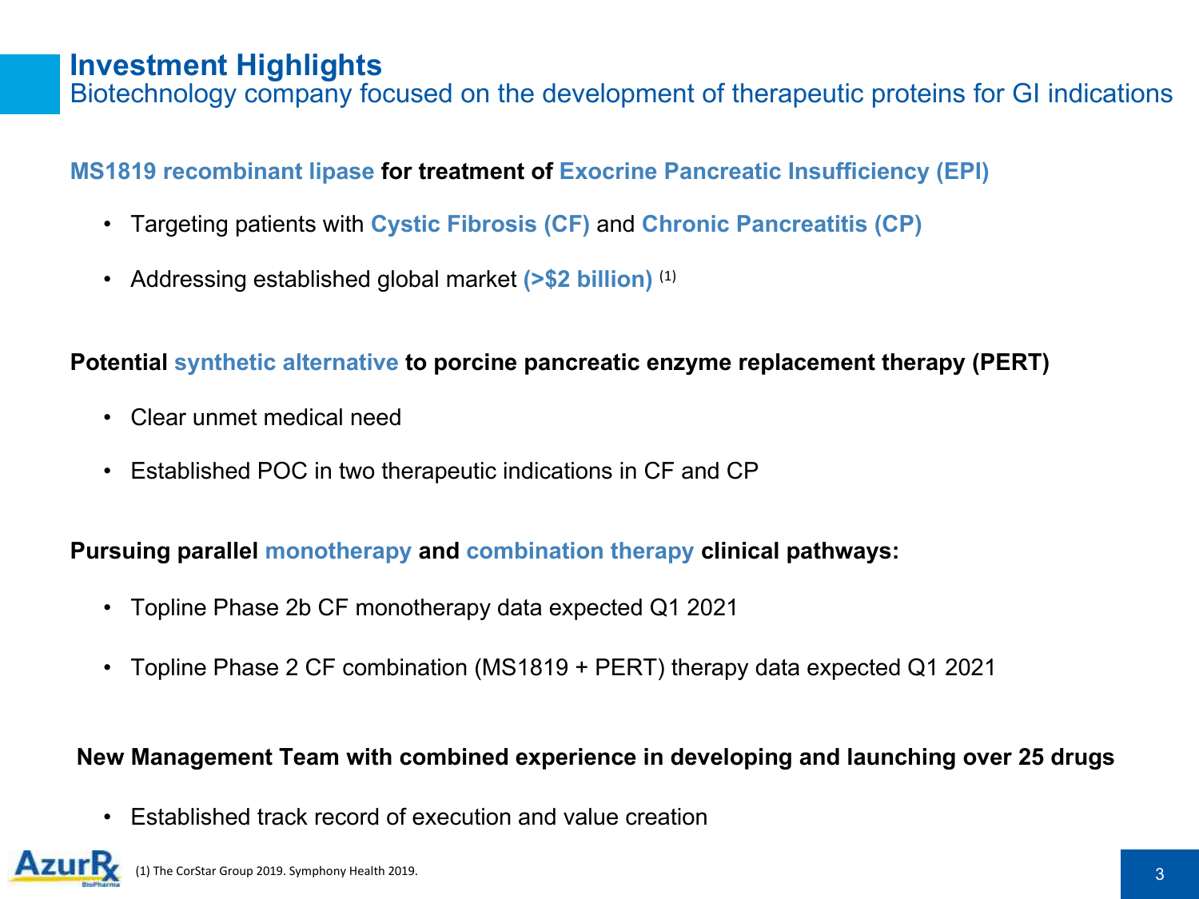# Investment Highlights

## Biotechnology company focused on the development of therapeutic proteins for GI indications

**MS1819 recombinant lipase for treatment of Exocrine Pancreatic Insufficiency (EPI)**

- Targeting patients with **Cystic Fibrosis (CF)** and **Chronic Pancreatitis (CP)**
- Addressing established global market **(>$2 billion)** [1]

**Potential synthetic alternative to porcine pancreatic enzyme replacement therapy (PERT)**

- Clear unmet medical need
- Established POC in two therapeutic indications in CF and CP

**Pursuing parallel monotherapy and combination therapy clinical pathways:**

- Topline Phase 2b CF monotherapy data expected Q1 2021
- Topline Phase 2 CF combination (MS1819 + PERT) therapy data expected Q1 2021

**New Management Team with combined experience in developing and launching over 25 drugs**

- Established track record of execution and value creation

(1) The CorStar Group 2019. Symphony Health 2019.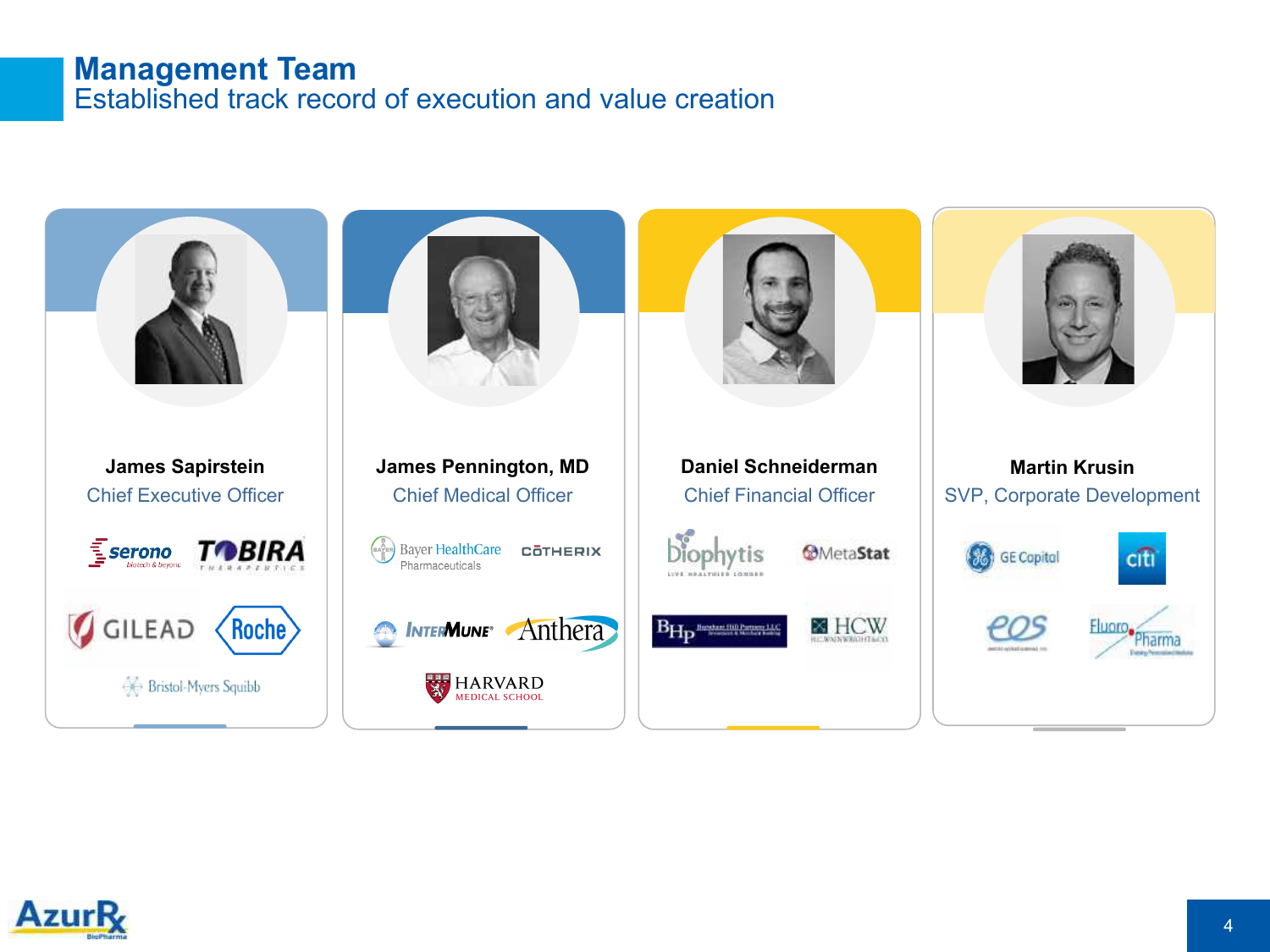# Management Team

## Established track record of execution and value creation

**James Sapirstein**
Chief Executive Officer

Serono, Tobira Therapeutics, Gilead, Roche, Bristol-Myers Squibb

**James Pennington, MD**
Chief Medical Officer

Bayer HealthCare Pharmaceuticals, Cotherix, InterMune, Anthera, Harvard Medical School

**Daniel Schneiderman**
Chief Financial Officer

Biophytis, MetaStat, BHP, HCW

**Martin Krusin**
SVP, Corporate Development

GE Capital, citi, eos, FluoroPharma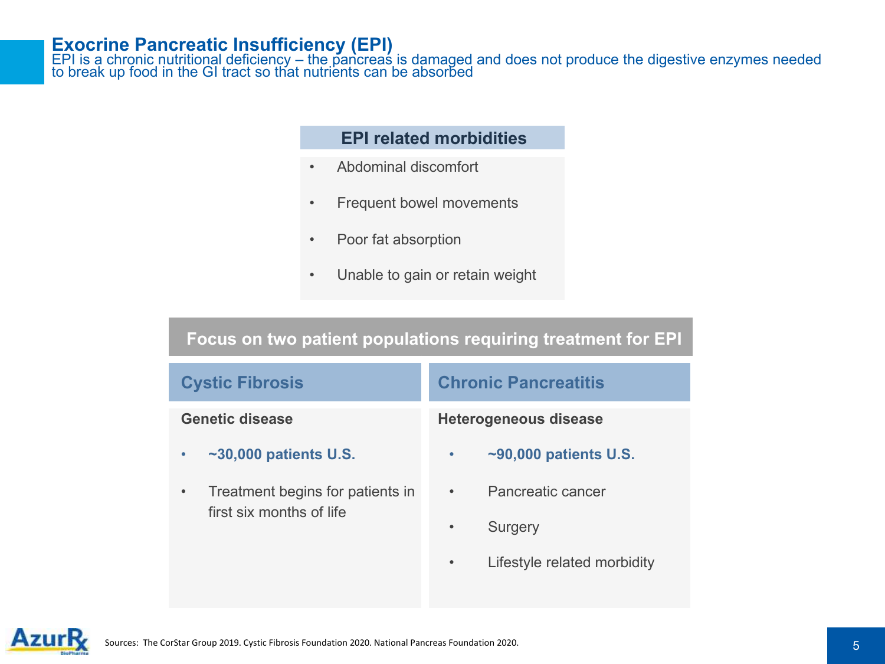# Exocrine Pancreatic Insufficiency (EPI)

EPI is a chronic nutritional deficiency – the pancreas is damaged and does not produce the digestive enzymes needed to break up food in the GI tract so that nutrients can be absorbed

### EPI related morbidities

- Abdominal discomfort
- Frequent bowel movements
- Poor fat absorption
- Unable to gain or retain weight

### Focus on two patient populations requiring treatment for EPI

#### Cystic Fibrosis

**Genetic disease**

- **~30,000 patients U.S.**
- Treatment begins for patients in first six months of life

#### Chronic Pancreatitis

**Heterogeneous disease**

- **~90,000 patients U.S.**
- Pancreatic cancer
- Surgery
- Lifestyle related morbidity

Sources: The CorStar Group 2019. Cystic Fibrosis Foundation 2020. National Pancreas Foundation 2020.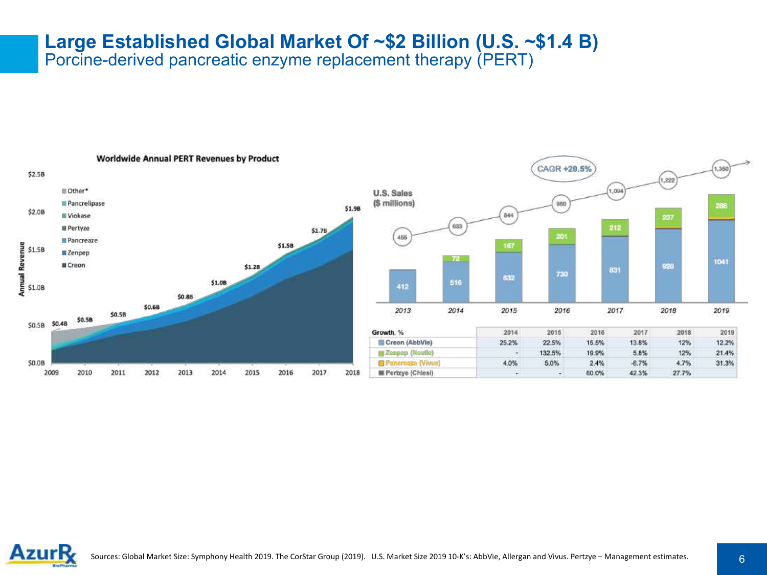# Large Established Global Market Of ~$2 Billion (U.S. ~$1.4 B)

## Porcine-derived pancreatic enzyme replacement therapy (PERT)

**Worldwide Annual PERT Revenues by Product**

| Year | 2009 | 2010 | 2011 | 2012 | 2013 | 2014 | 2015 | 2016 | 2017 | 2018 |
|---|---|---|---|---|---|---|---|---|---|---|
| Annual Revenue | $0.4B | $0.5B | $0.5B | $0.6B | $0.8B | $1.0B | $1.2B | $1.5B | $1.7B | $1.9B |

Legend: Other*, Pancrelipase, Viokase, Pertyze, Pancreaze, Zenpep, Creon

**U.S. Sales ($ millions)**

| | 2013 | 2014 | 2015 | 2016 | 2017 | 2018 | 2019 |
|---|---|---|---|---|---|---|---|
| Total | 455 | 633 | 844 | 980 | 1,094 | 1,222 | 1,350 |
| Creon | 412 | 516 | 632 | 730 | 831 | 928 | 1041 |
| Zenpep | | 72 | 167 | 201 | 212 | 237 | 286 |

CAGR +20.5%

| Growth, % | 2014 | 2015 | 2016 | 2017 | 2018 | 2019 |
|---|---|---|---|---|---|---|
| Creon (AbbVie) | 25.2% | 22.5% | 15.5% | 13.8% | 12% | 12.2% |
| Zenpep (Nestle) | - | 132.5% | 19.9% | 5.8% | 12% | 21.4% |
| Pancreaze (Vivus) | 4.0% | 5.0% | 2.4% | -6.7% | 4.7% | 31.3% |
| Pertzye (Chiesi) | - | - | 60.0% | 42.3% | 27.7% | |

Sources: Global Market Size: Symphony Health 2019. The CorStar Group (2019). U.S. Market Size 2019 10-K's: AbbVie, Allergan and Vivus. Pertzye – Management estimates.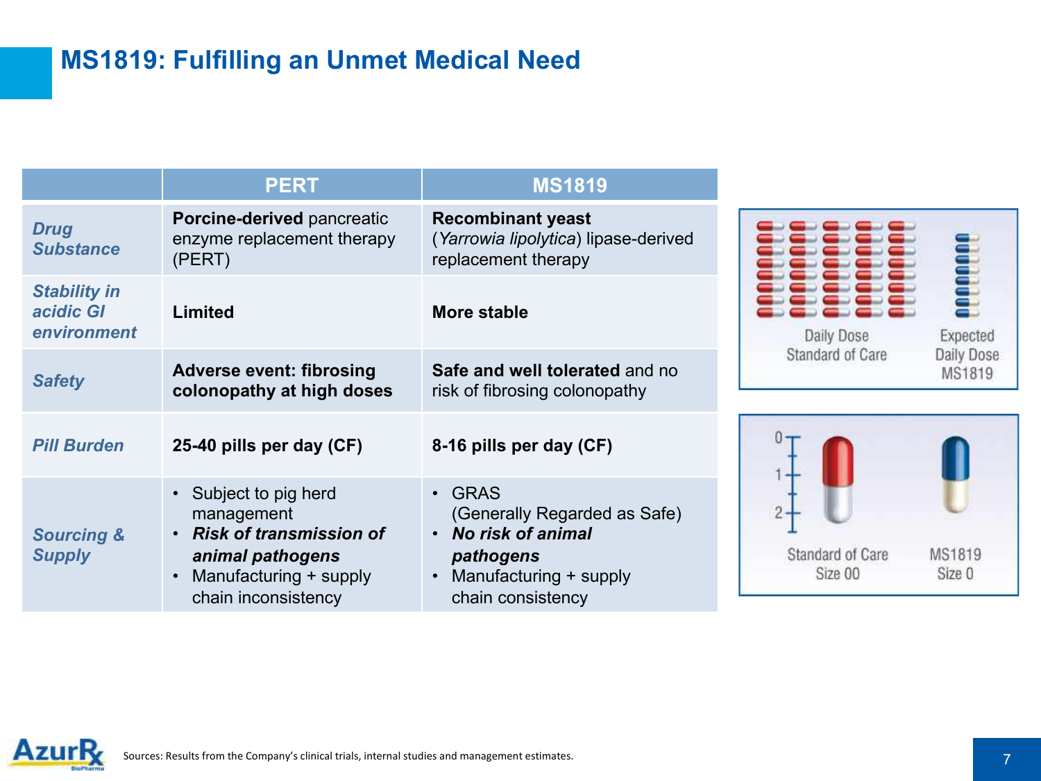# MS1819: Fulfilling an Unmet Medical Need

| | PERT | MS1819 |
|---|---|---|
| ***Drug Substance*** | **Porcine-derived** pancreatic enzyme replacement therapy (PERT) | **Recombinant yeast** (*Yarrowia lipolytica*) lipase-derived replacement therapy |
| ***Stability in acidic GI environment*** | **Limited** | **More stable** |
| ***Safety*** | **Adverse event: fibrosing colonopathy at high doses** | **Safe and well tolerated** and no risk of fibrosing colonopathy |
| ***Pill Burden*** | **25-40 pills per day (CF)** | **8-16 pills per day (CF)** |
| ***Sourcing & Supply*** | • Subject to pig herd management<br>• ***Risk of transmission of animal pathogens***<br>• Manufacturing + supply chain inconsistency | • GRAS (Generally Regarded as Safe)<br>• ***No risk of animal pathogens***<br>• Manufacturing + supply chain consistency |

Daily Dose Standard of Care | Expected Daily Dose MS1819

Standard of Care Size 00 | MS1819 Size 0

Sources: Results from the Company's clinical trials, internal studies and management estimates.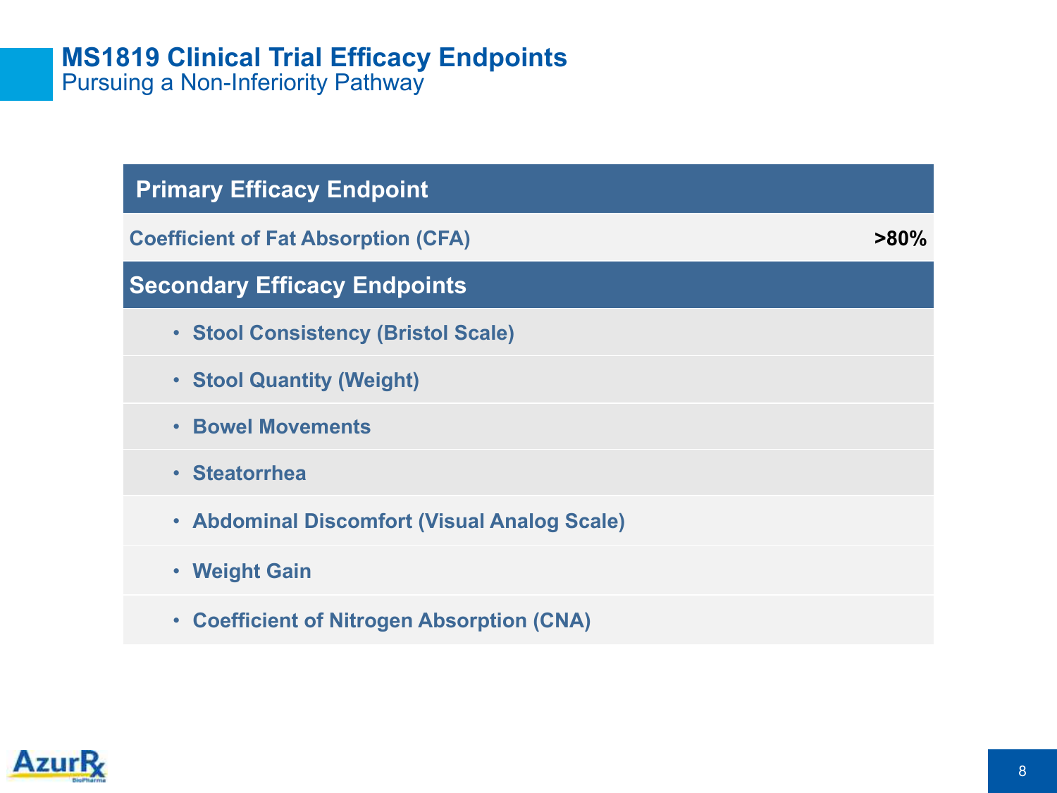# MS1819 Clinical Trial Efficacy Endpoints

Pursuing a Non-Inferiority Pathway

| Primary Efficacy Endpoint | |
|---|---|
| Coefficient of Fat Absorption (CFA) | >80% |

| Secondary Efficacy Endpoints |
|---|
| • Stool Consistency (Bristol Scale) |
| • Stool Quantity (Weight) |
| • Bowel Movements |
| • Steatorrhea |
| • Abdominal Discomfort (Visual Analog Scale) |
| • Weight Gain |
| • Coefficient of Nitrogen Absorption (CNA) |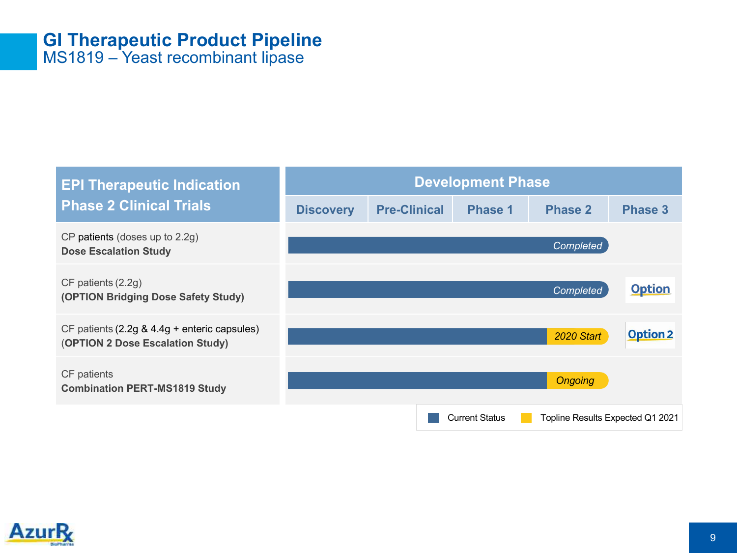# GI Therapeutic Product Pipeline

## MS1819 – Yeast recombinant lipase

| EPI Therapeutic Indication Phase 2 Clinical Trials | Development Phase | | | | |
|---|---|---|---|---|---|
| | Discovery | Pre-Clinical | Phase 1 | Phase 2 | Phase 3 |
| CP patients (doses up to 2.2g) **Dose Escalation Study** | | | | *Completed* | |
| CF patients (2.2g) **(OPTION Bridging Dose Safety Study)** | | | | *Completed* | Option |
| CF patients (2.2g & 4.4g + enteric capsules) (**OPTION 2 Dose Escalation Study)** | | | | *2020 Start* | Option 2 |
| CF patients **Combination PERT-MS1819 Study** | | | | *Ongoing* | |

Current Status | Topline Results Expected Q1 2021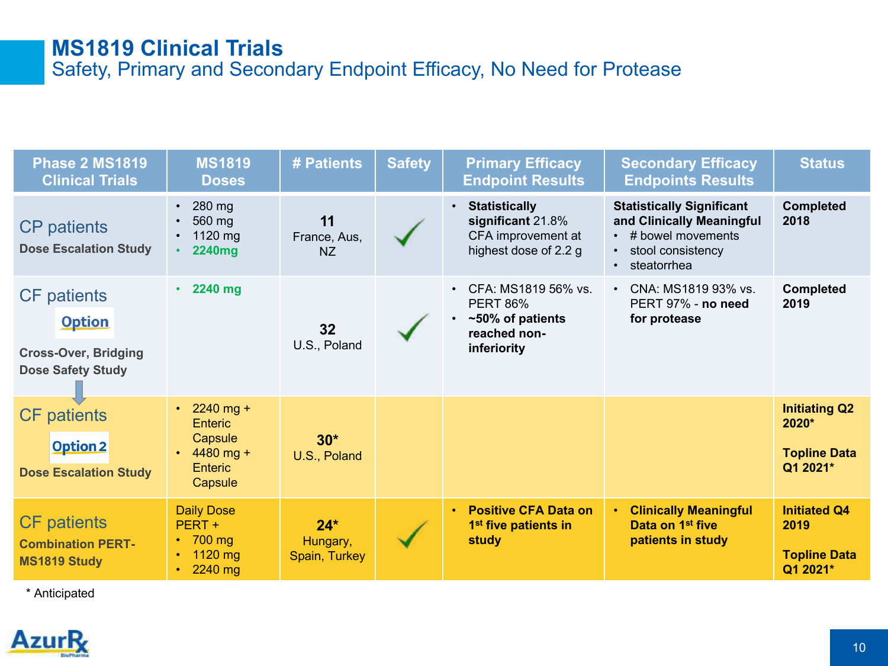# MS1819 Clinical Trials

## Safety, Primary and Secondary Endpoint Efficacy, No Need for Protease

| Phase 2 MS1819 Clinical Trials | MS1819 Doses | # Patients | Safety | Primary Efficacy Endpoint Results | Secondary Efficacy Endpoints Results | Status |
|---|---|---|---|---|---|---|
| CP patients<br>**Dose Escalation Study** | • 280 mg<br>• 560 mg<br>• 1120 mg<br>• **2240mg** | **11**<br>France, Aus, NZ | ✓ | • **Statistically significant** 21.8% CFA improvement at highest dose of 2.2 g | **Statistically Significant and Clinically Meaningful**<br>• # bowel movements<br>• stool consistency<br>• steatorrhea | **Completed 2018** |
| CF patients<br>Option<br>**Cross-Over, Bridging Dose Safety Study** | • **2240 mg** | **32**<br>U.S., Poland | ✓ | • CFA: MS1819 56% vs. PERT 86%<br>• **~50% of patients reached non-inferiority** | • CNA: MS1819 93% vs. PERT 97% - **no need for protease** | **Completed 2019** |
| CF patients<br>Option 2<br>**Dose Escalation Study** | • 2240 mg + Enteric Capsule<br>• 4480 mg + Enteric Capsule | **30***<br>U.S., Poland | | | | **Initiating Q2 2020***<br><br>**Topline Data Q1 2021*** |
| CF patients<br>**Combination PERT-MS1819 Study** | Daily Dose PERT +<br>• 700 mg<br>• 1120 mg<br>• 2240 mg | **24***<br>Hungary, Spain, Turkey | ✓ | • **Positive CFA Data on 1st five patients in study** | • **Clinically Meaningful Data on 1st five patients in study** | **Initiated Q4 2019**<br><br>**Topline Data Q1 2021*** |

* Anticipated

AzurRx BioPharma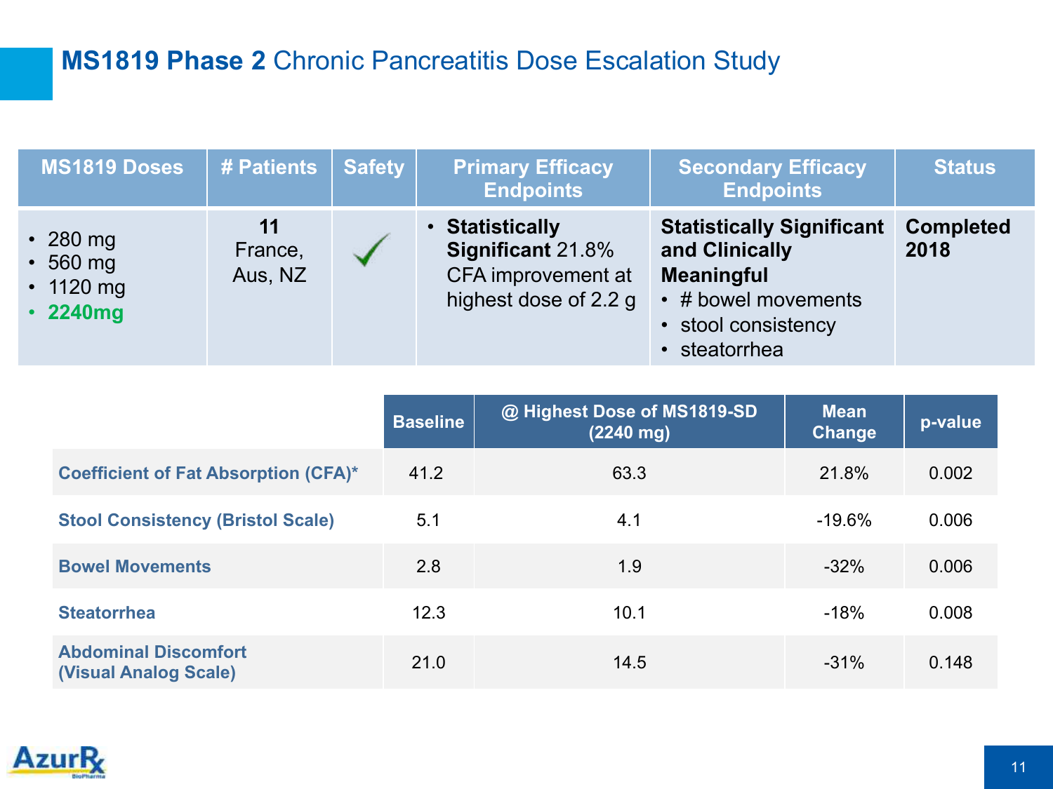# **MS1819 Phase 2** Chronic Pancreatitis Dose Escalation Study

| MS1819 Doses | # Patients | Safety | Primary Efficacy Endpoints | Secondary Efficacy Endpoints | Status |
|---|---|---|---|---|---|
| • 280 mg<br>• 560 mg<br>• 1120 mg<br>• **2240mg** | **11**<br>France, Aus, NZ | ✓ | • **Statistically Significant** 21.8% CFA improvement at highest dose of 2.2 g | **Statistically Significant and Clinically Meaningful**<br>• # bowel movements<br>• stool consistency<br>• steatorrhea | **Completed 2018** |

| | Baseline | @ Highest Dose of MS1819-SD (2240 mg) | Mean Change | p-value |
|---|---|---|---|---|
| **Coefficient of Fat Absorption (CFA)*** | 41.2 | 63.3 | 21.8% | 0.002 |
| **Stool Consistency (Bristol Scale)** | 5.1 | 4.1 | -19.6% | 0.006 |
| **Bowel Movements** | 2.8 | 1.9 | -32% | 0.006 |
| **Steatorrhea** | 12.3 | 10.1 | -18% | 0.008 |
| **Abdominal Discomfort (Visual Analog Scale)** | 21.0 | 14.5 | -31% | 0.148 |

AzurRx BioPharma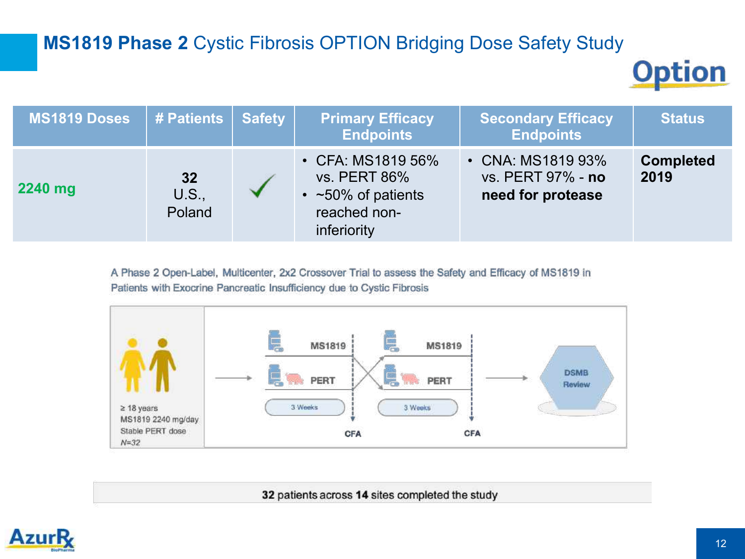# **MS1819 Phase 2** Cystic Fibrosis OPTION Bridging Dose Safety Study

Option

| MS1819 Doses | # Patients | Safety | Primary Efficacy Endpoints | Secondary Efficacy Endpoints | Status |
|---|---|---|---|---|---|
| 2240 mg | **32** U.S., Poland | ✓ | • CFA: MS1819 56% vs. PERT 86%<br>• ~50% of patients reached non-inferiority | • CNA: MS1819 93% vs. PERT 97% - **no need for protease** | **Completed 2019** |

A Phase 2 Open-Label, Multicenter, 2x2 Crossover Trial to assess the Safety and Efficacy of MS1819 in Patients with Exocrine Pancreatic Insufficiency due to Cystic Fibrosis

≥ 18 years
MS1819 2240 mg/day
Stable PERT dose
*N=32*

MS1819 | PERT | 3 Weeks | CFA | MS1819 | PERT | 3 Weeks | CFA | DSMB Review

**32** patients across **14** sites completed the study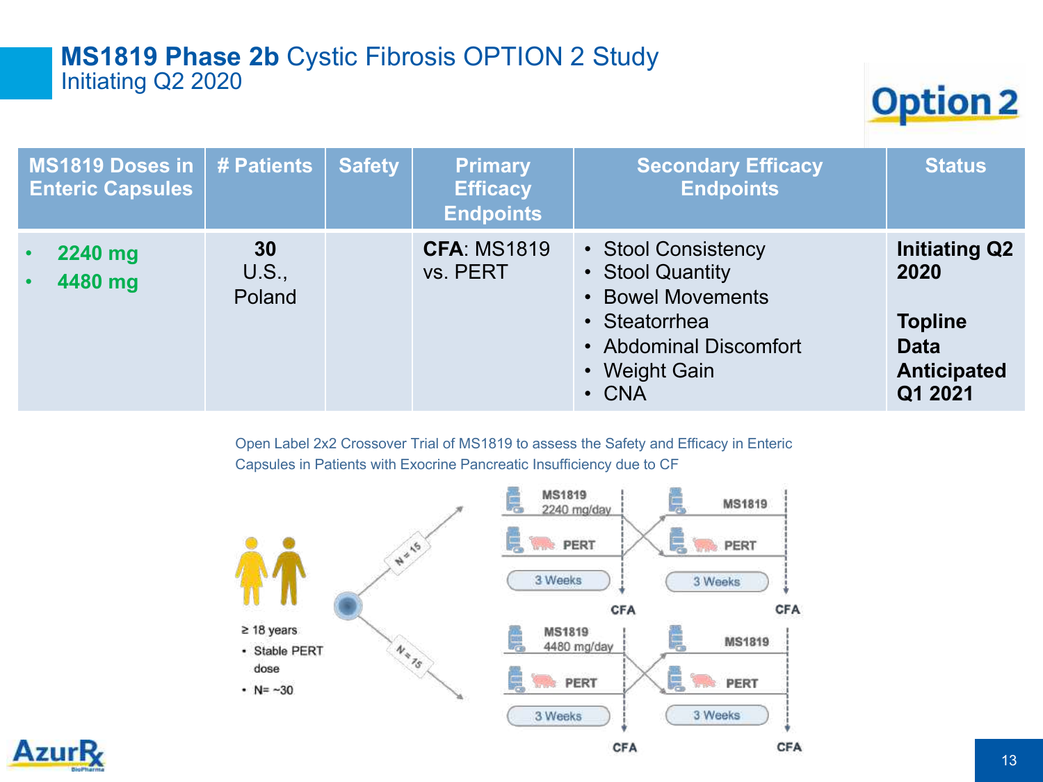# MS1819 Phase 2b Cystic Fibrosis OPTION 2 Study
Initiating Q2 2020

Option 2

| MS1819 Doses in Enteric Capsules | # Patients | Safety | Primary Efficacy Endpoints | Secondary Efficacy Endpoints | Status |
|---|---|---|---|---|---|
| • 2240 mg<br>• 4480 mg | **30**<br>U.S., Poland | | **CFA**: MS1819 vs. PERT | • Stool Consistency<br>• Stool Quantity<br>• Bowel Movements<br>• Steatorrhea<br>• Abdominal Discomfort<br>• Weight Gain<br>• CNA | **Initiating Q2 2020**<br><br>**Topline Data Anticipated Q1 2021** |

Open Label 2x2 Crossover Trial of MS1819 to assess the Safety and Efficacy in Enteric Capsules in Patients with Exocrine Pancreatic Insufficiency due to CF

≥ 18 years
- Stable PERT dose
- N= ~30

N = 15

N = 15

MS1819 2240 mg/day | MS1819
PERT | PERT
3 Weeks | 3 Weeks
CFA | CFA

MS1819 4480 mg/day | MS1819
PERT | PERT
3 Weeks | 3 Weeks
CFA | CFA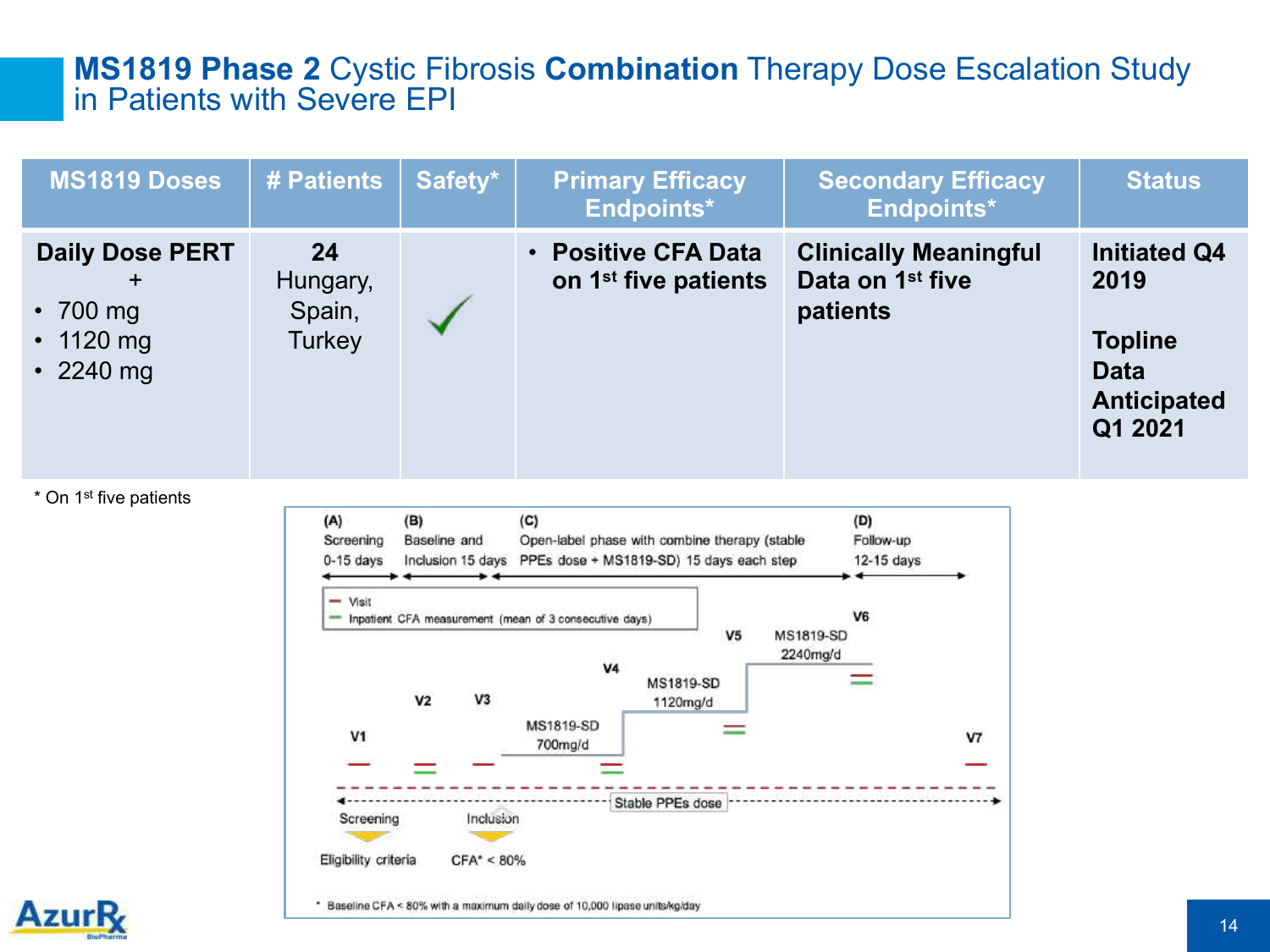# MS1819 Phase 2 Cystic Fibrosis Combination Therapy Dose Escalation Study in Patients with Severe EPI

| MS1819 Doses | # Patients | Safety* | Primary Efficacy Endpoints* | Secondary Efficacy Endpoints* | Status |
|---|---|---|---|---|---|
| **Daily Dose PERT** + <br>• 700 mg<br>• 1120 mg<br>• 2240 mg | **24** Hungary, Spain, Turkey | ✓ | • **Positive CFA Data on 1st five patients** | **Clinically Meaningful Data on 1st five patients** | **Initiated Q4 2019**<br><br>**Topline Data Anticipated Q1 2021** |

\* On 1st five patients

(A) Screening 0-15 days

(B) Baseline and Inclusion 15 days

(C) Open-label phase with combine therapy (stable PPEs dose + MS1819-SD) 15 days each step

(D) Follow-up 12-15 days

— Visit

— Inpatient CFA measurement (mean of 3 consecutive days)

V1, V2, V3, V4, V5, V6, V7

MS1819-SD 700mg/d

MS1819-SD 1120mg/d

MS1819-SD 2240mg/d

Stable PPEs dose

Screening — Eligibility criteria

Inclusion — CFA* < 80%

\* Baseline CFA < 80% with a maximum daily dose of 10,000 lipase units/kg/day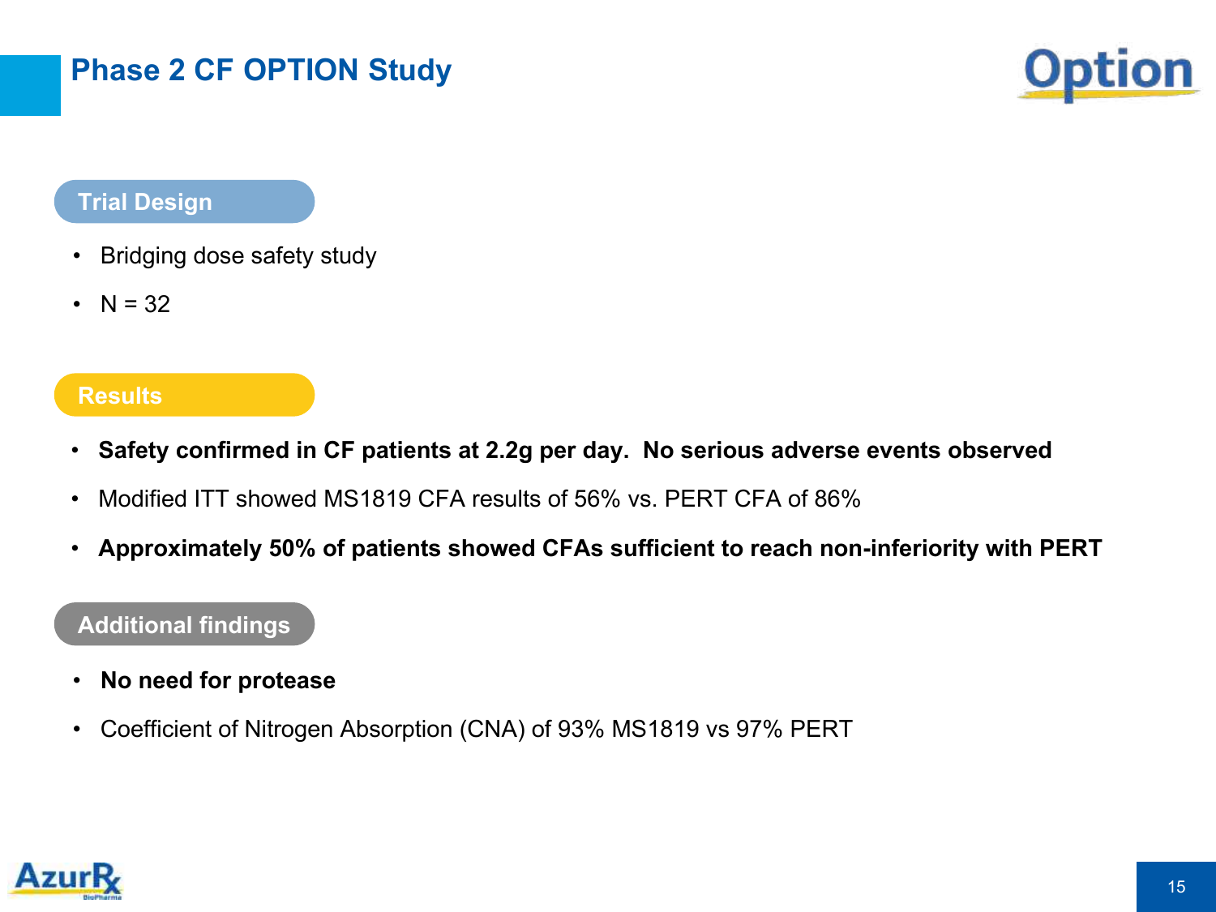# Phase 2 CF OPTION Study

## Trial Design

- Bridging dose safety study
- N = 32

## Results

- **Safety confirmed in CF patients at 2.2g per day. No serious adverse events observed**
- Modified ITT showed MS1819 CFA results of 56% vs. PERT CFA of 86%
- **Approximately 50% of patients showed CFAs sufficient to reach non-inferiority with PERT**

## Additional findings

- **No need for protease**
- Coefficient of Nitrogen Absorption (CNA) of 93% MS1819 vs 97% PERT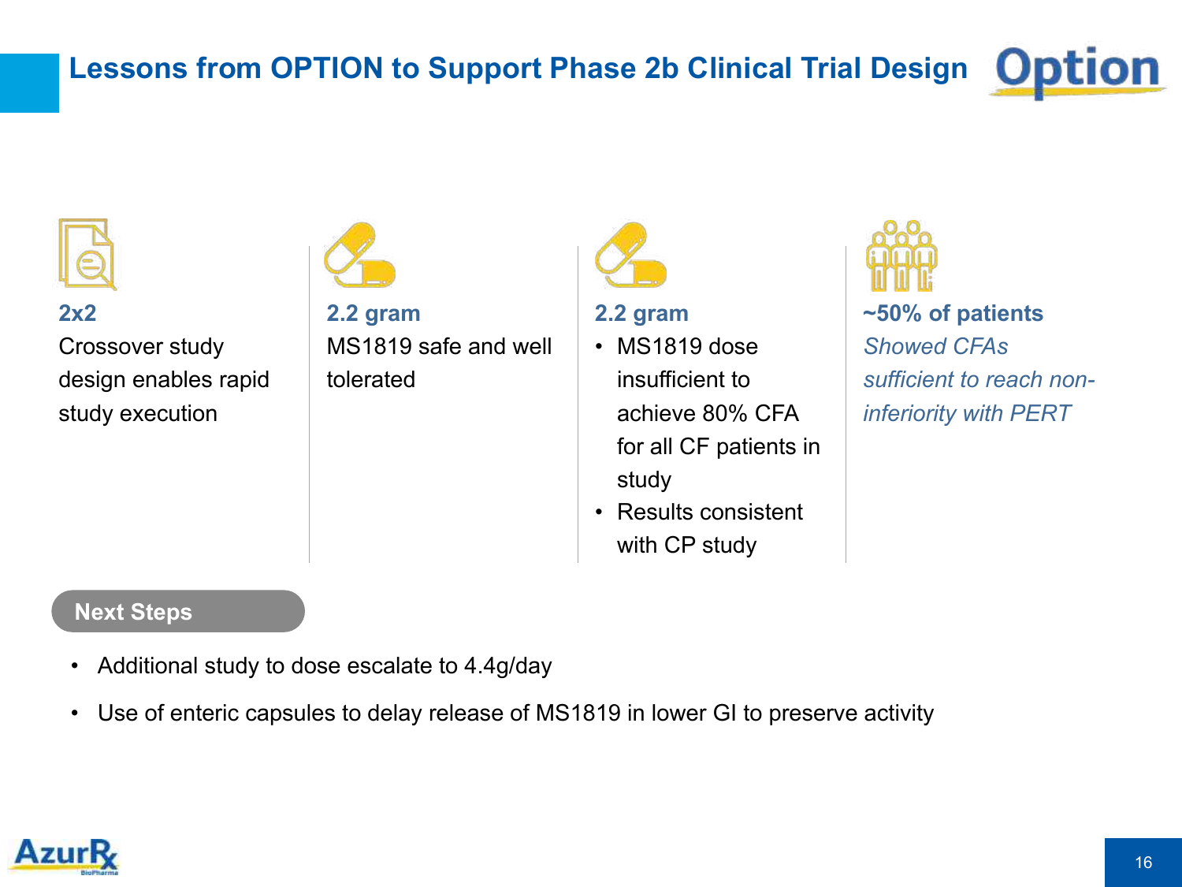# Lessons from OPTION to Support Phase 2b Clinical Trial Design

**2x2**
Crossover study design enables rapid study execution

**2.2 gram**
MS1819 safe and well tolerated

**2.2 gram**
- MS1819 dose insufficient to achieve 80% CFA for all CF patients in study
- Results consistent with CP study

**~50% of patients**
*Showed CFAs sufficient to reach non-inferiority with PERT*

**Next Steps**

- Additional study to dose escalate to 4.4g/day
- Use of enteric capsules to delay release of MS1819 in lower GI to preserve activity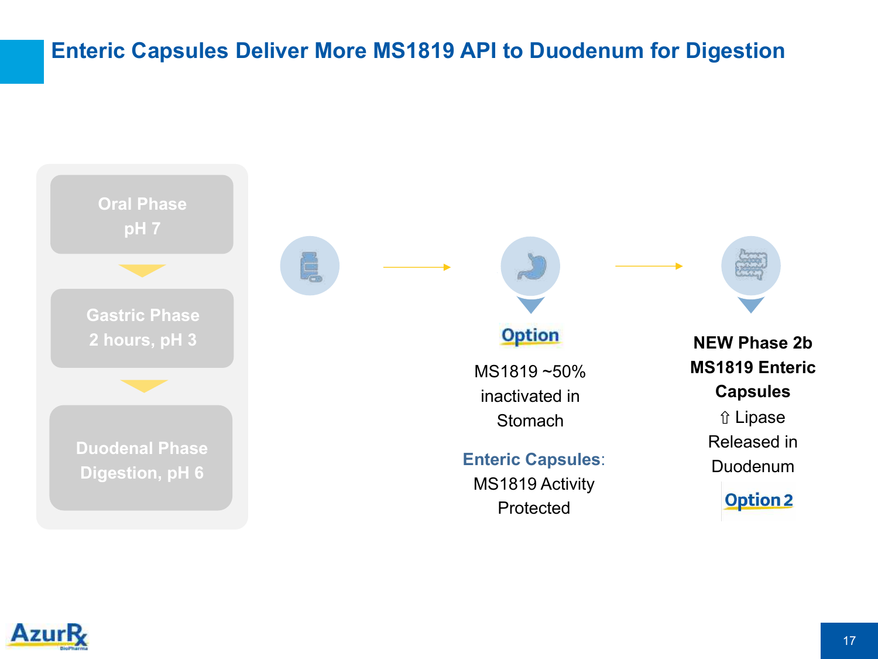# Enteric Capsules Deliver More MS1819 API to Duodenum for Digestion

**Oral Phase**
**pH 7**

**Gastric Phase**
**2 hours, pH 3**

**Duodenal Phase**
**Digestion, pH 6**

**Option**

MS1819 ~50% inactivated in Stomach

**Enteric Capsules**: MS1819 Activity Protected

**NEW Phase 2b MS1819 Enteric Capsules**

⇧ Lipase Released in Duodenum

**Option 2**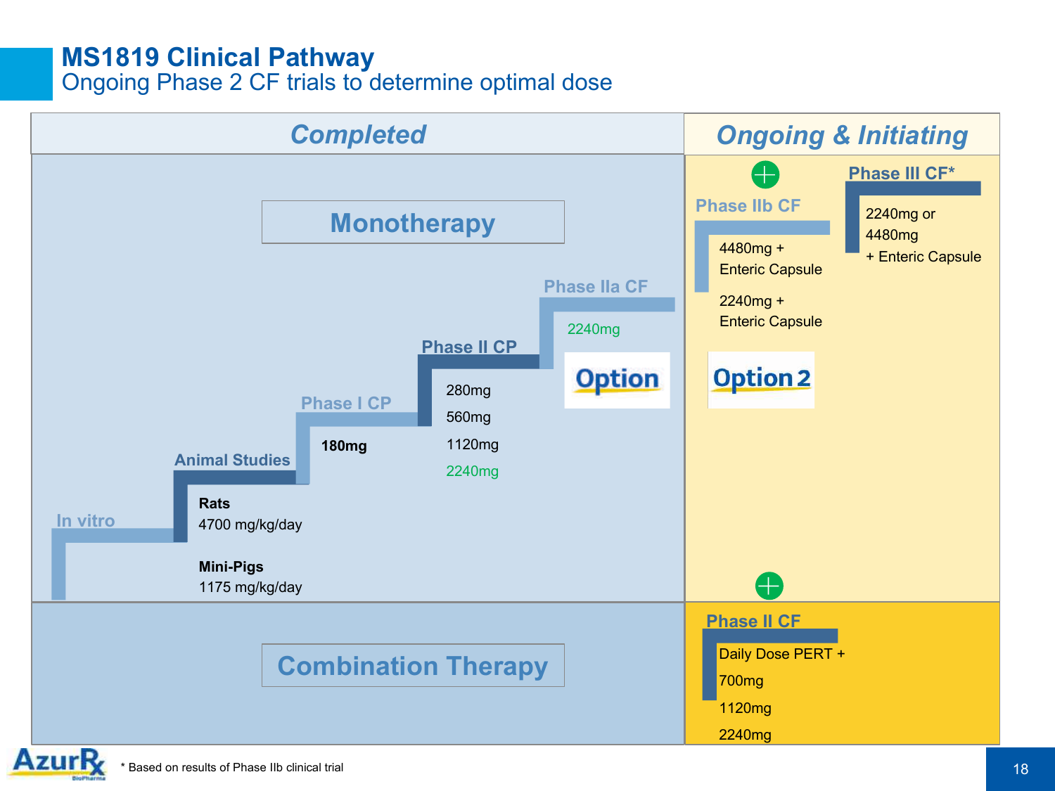# MS1819 Clinical Pathway

## Ongoing Phase 2 CF trials to determine optimal dose

### Completed

**Monotherapy**

**In vitro**

**Animal Studies**
- **Rats** 4700 mg/kg/day
- **Mini-Pigs** 1175 mg/kg/day

**Phase I CP**
- **180mg**

**Phase II CP**
- 280mg
- 560mg
- 1120mg
- 2240mg

**Phase IIa CF**
- 2240mg

Option

**Combination Therapy**

### Ongoing & Initiating

**Phase IIb CF**
- 4480mg + Enteric Capsule
- 2240mg + Enteric Capsule

Option 2

**Phase III CF***
- 2240mg or 4480mg + Enteric Capsule

**Phase II CF**
- Daily Dose PERT +
- 700mg
- 1120mg
- 2240mg

* Based on results of Phase IIb clinical trial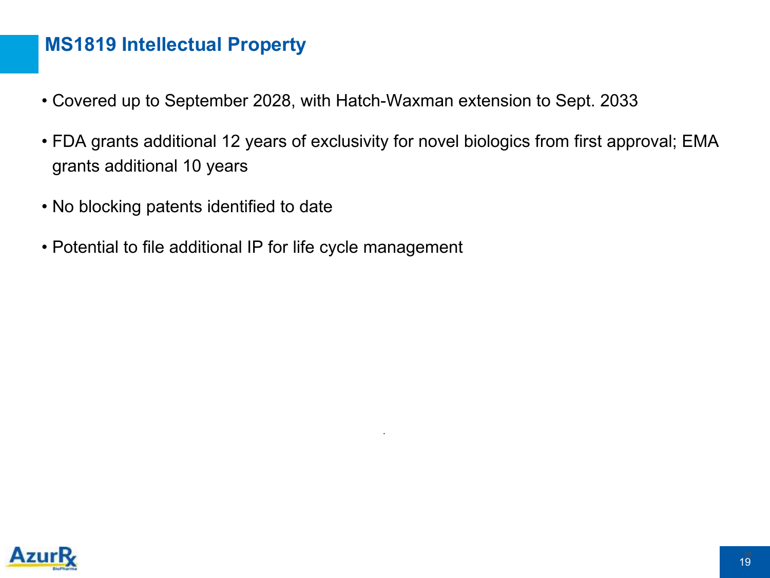# MS1819 Intellectual Property

- Covered up to September 2028, with Hatch-Waxman extension to Sept. 2033
- FDA grants additional 12 years of exclusivity for novel biologics from first approval; EMA grants additional 10 years
- No blocking patents identified to date
- Potential to file additional IP for life cycle management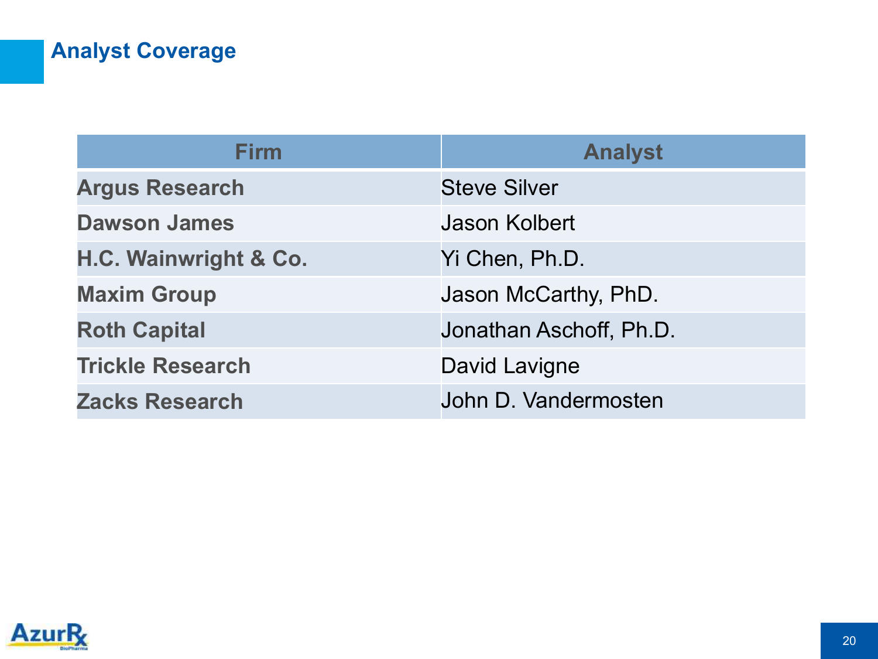## Analyst Coverage

| Firm | Analyst |
|---|---|
| **Argus Research** | Steve Silver |
| **Dawson James** | Jason Kolbert |
| **H.C. Wainwright & Co.** | Yi Chen, Ph.D. |
| **Maxim Group** | Jason McCarthy, PhD. |
| **Roth Capital** | Jonathan Aschoff, Ph.D. |
| **Trickle Research** | David Lavigne |
| **Zacks Research** | John D. Vandermosten |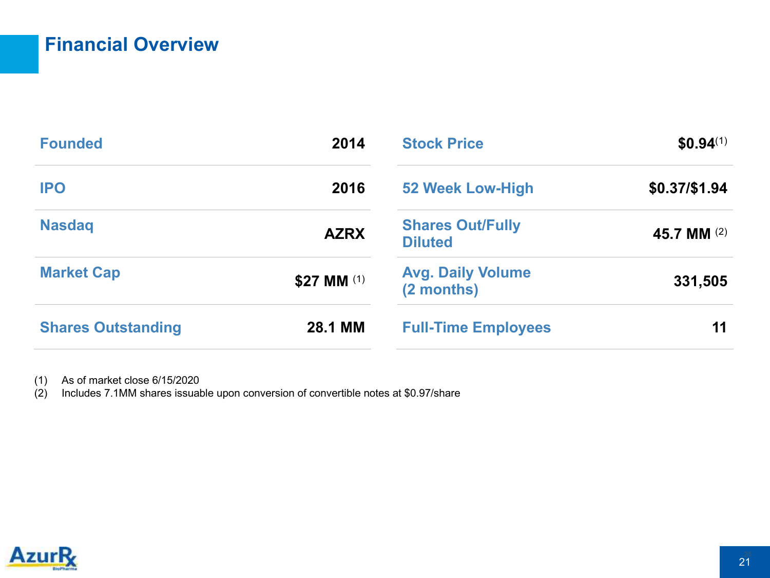# Financial Overview

| | | | |
|---|---|---|---|
| Founded | 2014 | Stock Price | $0.94 (1) |
| IPO | 2016 | 52 Week Low-High | $0.37/$1.94 |
| Nasdaq | AZRX | Shares Out/Fully Diluted | 45.7 MM (2) |
| Market Cap | $27 MM (1) | Avg. Daily Volume (2 months) | 331,505 |
| Shares Outstanding | 28.1 MM | Full-Time Employees | 11 |

(1) As of market close 6/15/2020
(2) Includes 7.1MM shares issuable upon conversion of convertible notes at $0.97/share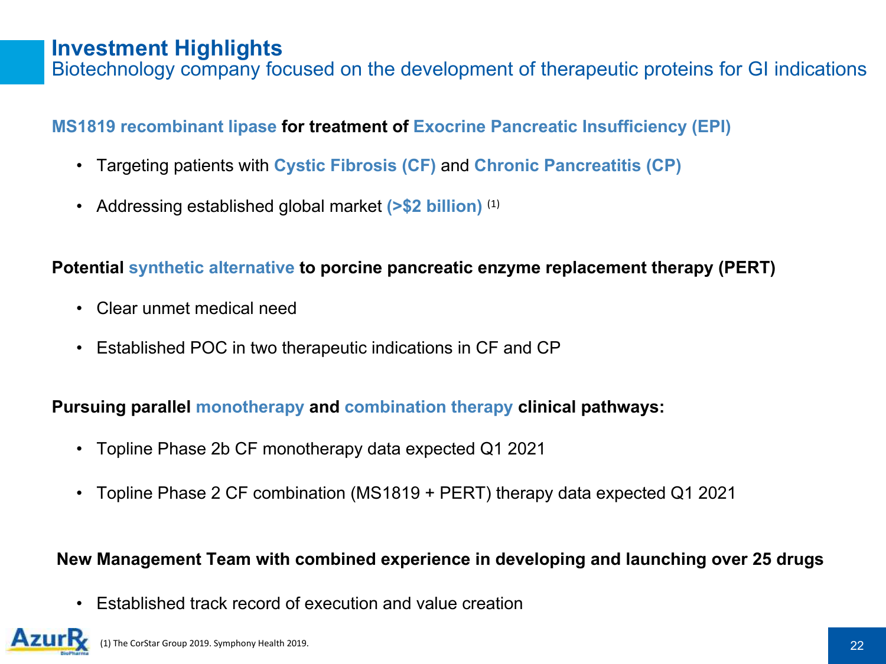# Investment Highlights

## Biotechnology company focused on the development of therapeutic proteins for GI indications

**MS1819 recombinant lipase for treatment of Exocrine Pancreatic Insufficiency (EPI)**

- Targeting patients with **Cystic Fibrosis (CF)** and **Chronic Pancreatitis (CP)**
- Addressing established global market **(>$2 billion)** [1]

**Potential synthetic alternative to porcine pancreatic enzyme replacement therapy (PERT)**

- Clear unmet medical need
- Established POC in two therapeutic indications in CF and CP

**Pursuing parallel monotherapy and combination therapy clinical pathways:**

- Topline Phase 2b CF monotherapy data expected Q1 2021
- Topline Phase 2 CF combination (MS1819 + PERT) therapy data expected Q1 2021

**New Management Team with combined experience in developing and launching over 25 drugs**

- Established track record of execution and value creation

(1) The CorStar Group 2019. Symphony Health 2019.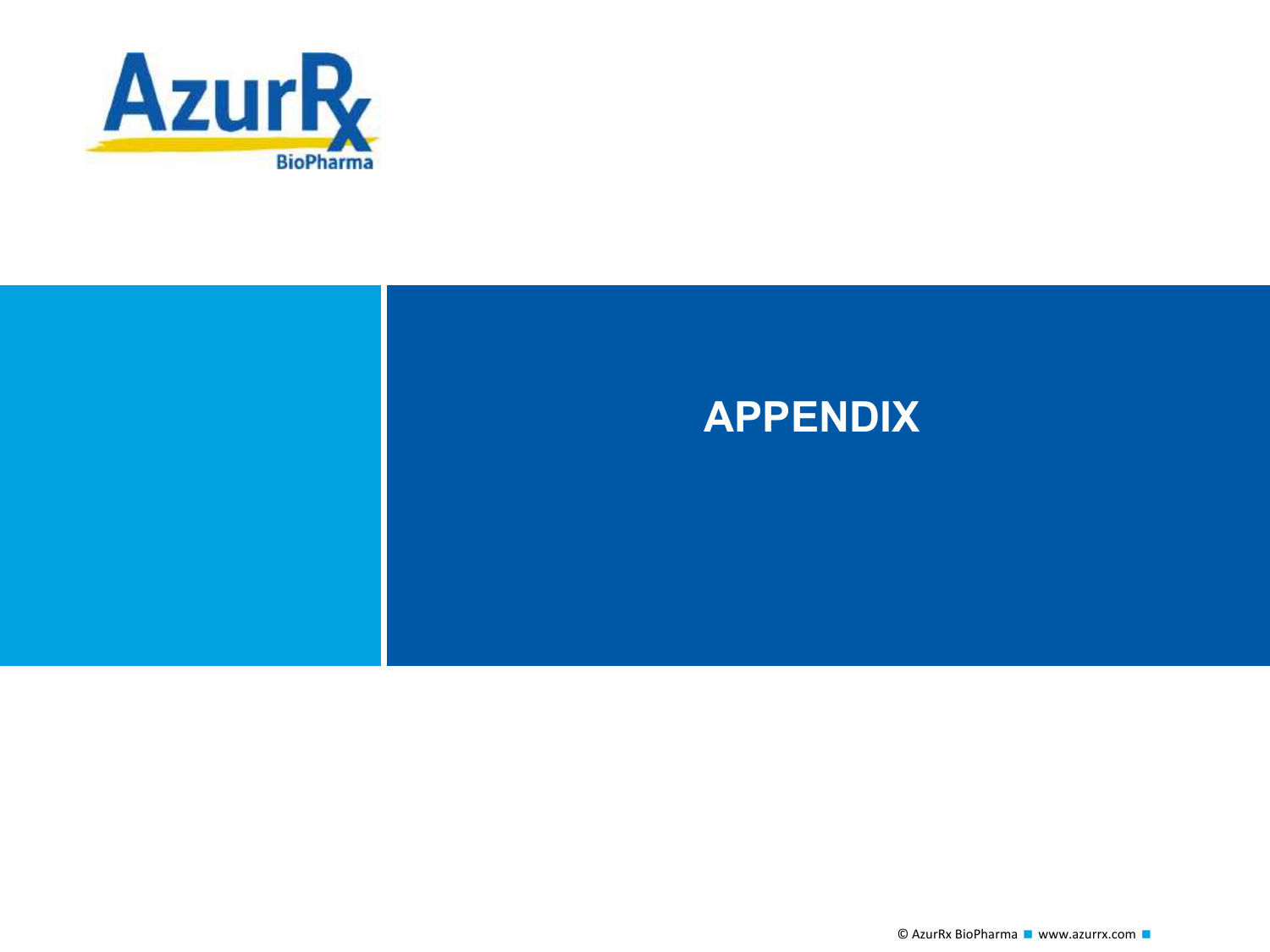# APPENDIX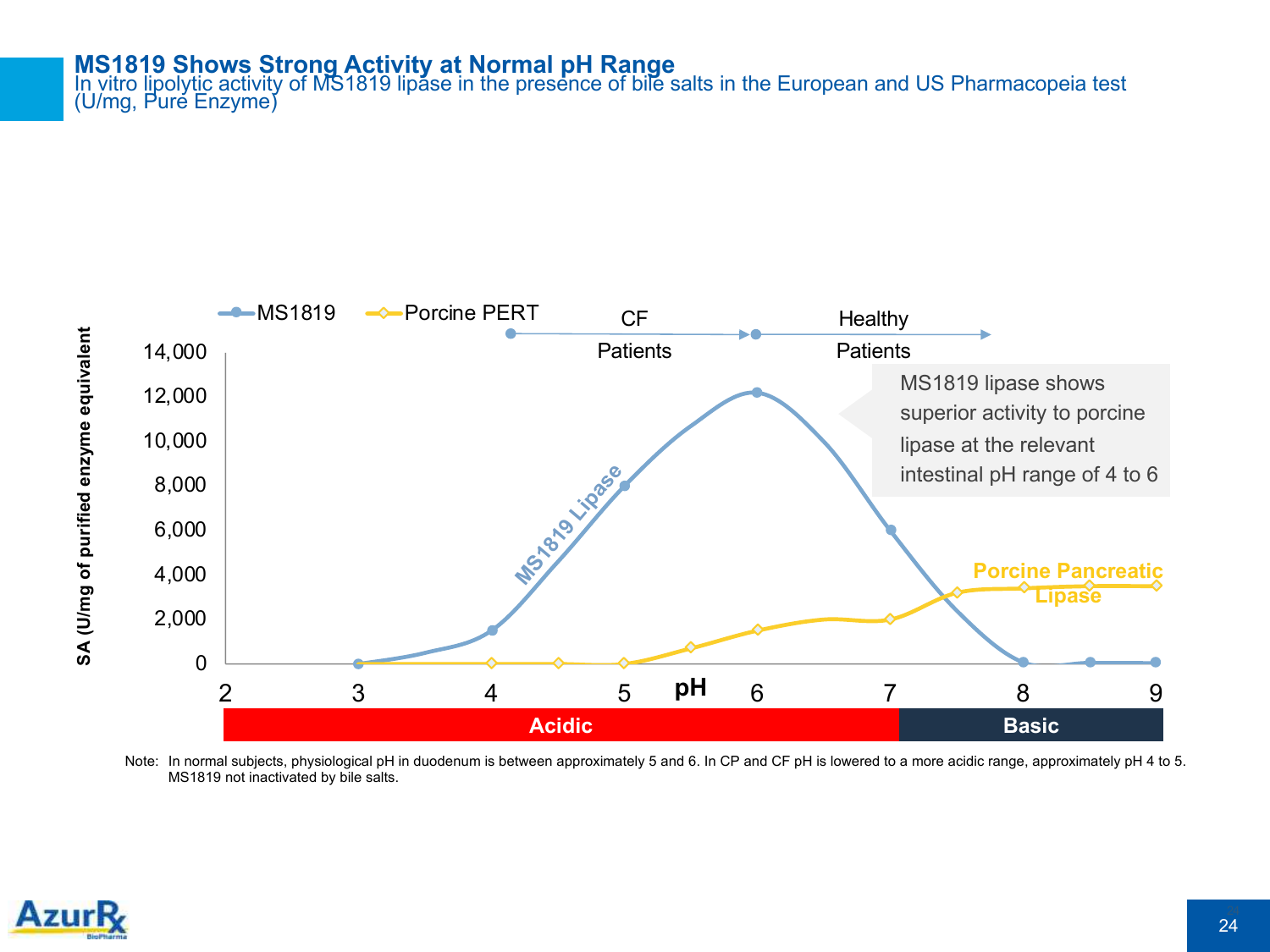# MS1819 Shows Strong Activity at Normal pH Range

In vitro lipolytic activity of MS1819 lipase in the presence of bile salts in the European and US Pharmacopeia test (U/mg, Pure Enzyme)

MS1819 | Porcine PERT

CF Patients | Healthy Patients

SA (U/mg of purified enzyme equivalent)

14,000
12,000
10,000
8,000
6,000
4,000
2,000
0

2 3 4 5 pH 6 7 8 9

MS1819 Lipase

Porcine Pancreatic Lipase

MS1819 lipase shows superior activity to porcine lipase at the relevant intestinal pH range of 4 to 6

Acidic | Basic

Note: In normal subjects, physiological pH in duodenum is between approximately 5 and 6. In CP and CF pH is lowered to a more acidic range, approximately pH 4 to 5. MS1819 not inactivated by bile salts.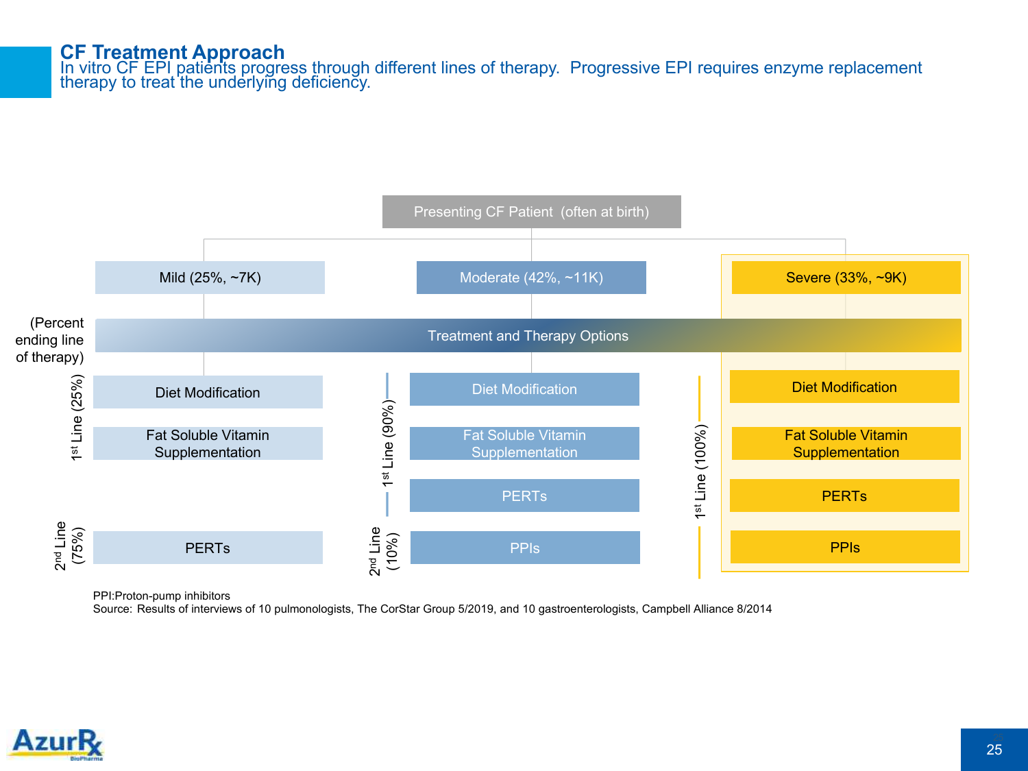# CF Treatment Approach

In vitro CF EPI patients progress through different lines of therapy. Progressive EPI requires enzyme replacement therapy to treat the underlying deficiency.

**Presenting CF Patient (often at birth)**

**Treatment and Therapy Options** (Percent ending line of therapy)

| | Mild (25%, ~7K) | | Moderate (42%, ~11K) | | Severe (33%, ~9K) |
|---|---|---|---|---|---|
| 1st Line (25%) | Diet Modification | 1st Line (90%) | Diet Modification | 1st Line (100%) | Diet Modification |
| | Fat Soluble Vitamin Supplementation | | Fat Soluble Vitamin Supplementation | | Fat Soluble Vitamin Supplementation |
| | | | PERTs | | PERTs |
| 2nd Line (75%) | PERTs | 2nd Line (10%) | PPIs | | PPIs |

PPI:Proton-pump inhibitors

Source: Results of interviews of 10 pulmonologists, The CorStar Group 5/2019, and 10 gastroenterologists, Campbell Alliance 8/2014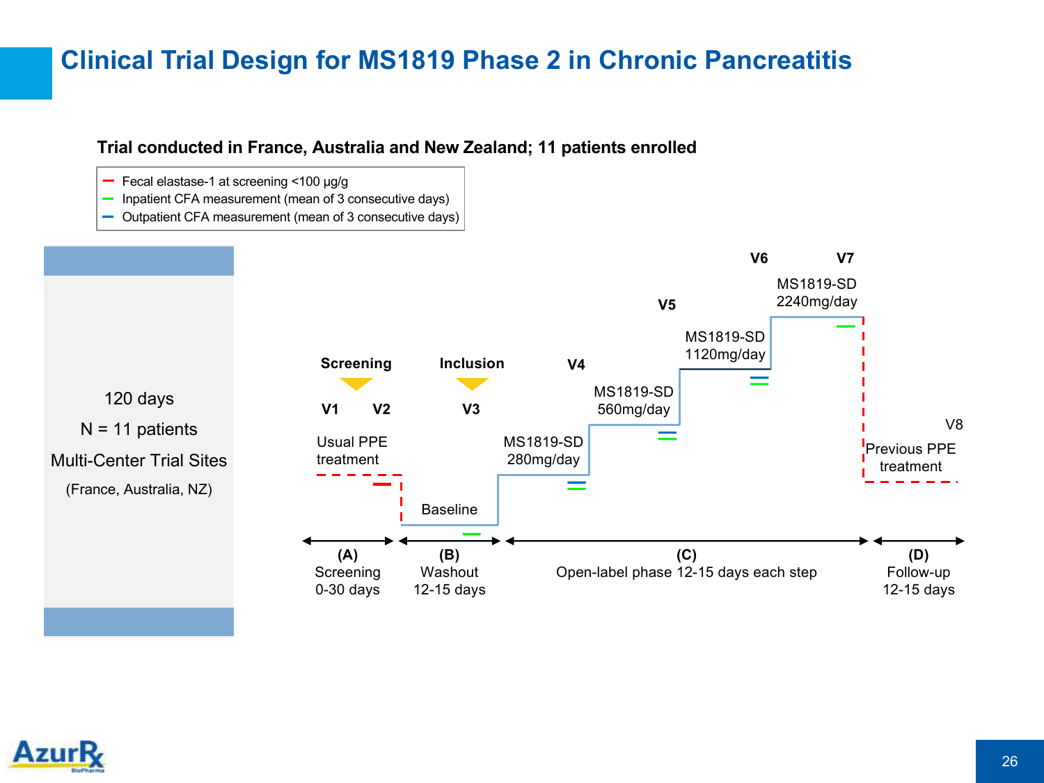# Clinical Trial Design for MS1819 Phase 2 in Chronic Pancreatitis

**Trial conducted in France, Australia and New Zealand; 11 patients enrolled**

- Fecal elastase-1 at screening <100 µg/g
- Inpatient CFA measurement (mean of 3 consecutive days)
- Outpatient CFA measurement (mean of 3 consecutive days)

120 days

N = 11 patients

Multi-Center Trial Sites

(France, Australia, NZ)

Screening — V1, V2 — Usual PPE treatment

Inclusion — V3 — Baseline

V4 — MS1819-SD 280mg/day

V5 — MS1819-SD 560mg/day

V6 — MS1819-SD 1120mg/day

V7 — MS1819-SD 2240mg/day

V8 — Previous PPE treatment

**(A)** Screening 0-30 days

**(B)** Washout 12-15 days

**(C)** Open-label phase 12-15 days each step

**(D)** Follow-up 12-15 days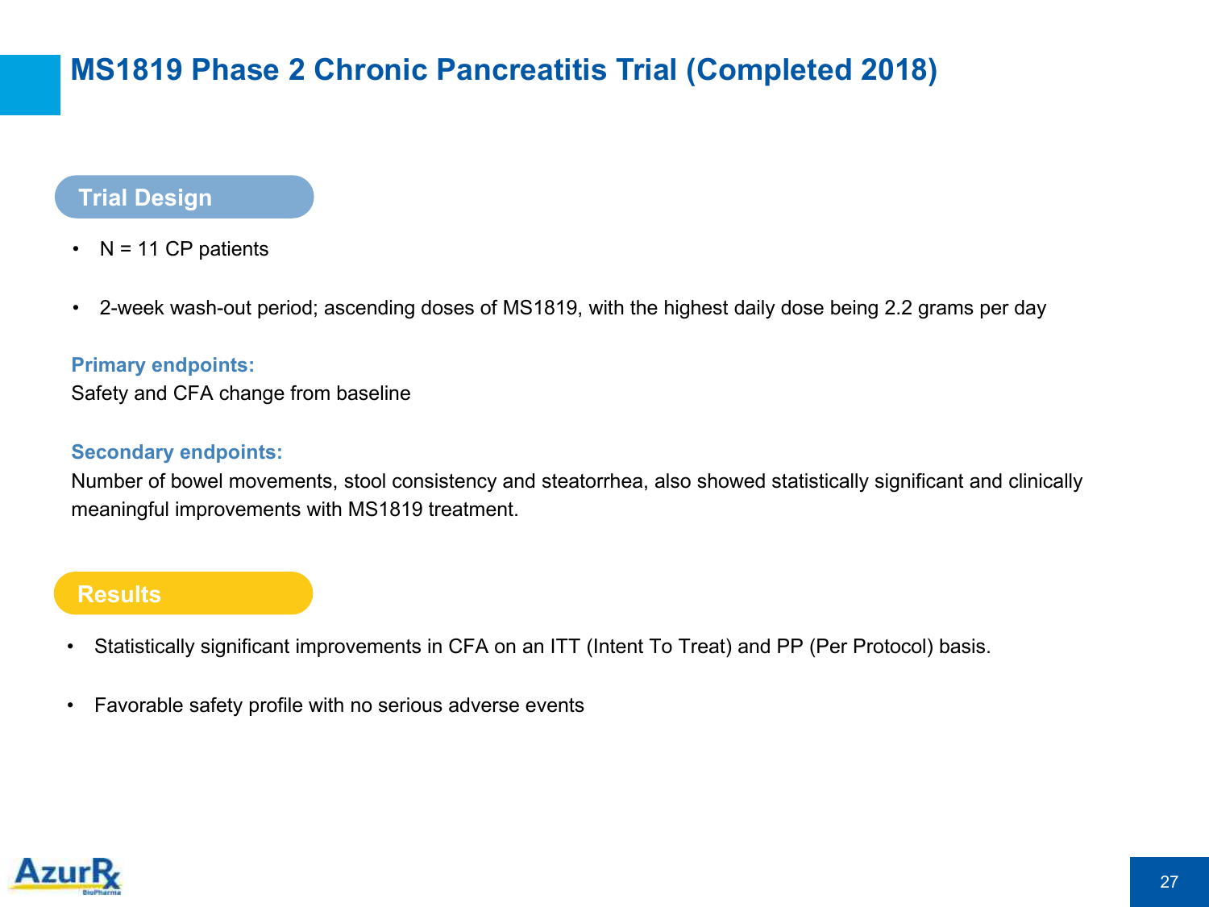# MS1819 Phase 2 Chronic Pancreatitis Trial (Completed 2018)

## Trial Design

- N = 11 CP patients
- 2-week wash-out period; ascending doses of MS1819, with the highest daily dose being 2.2 grams per day

**Primary endpoints:**

Safety and CFA change from baseline

**Secondary endpoints:**

Number of bowel movements, stool consistency and steatorrhea, also showed statistically significant and clinically meaningful improvements with MS1819 treatment.

## Results

- Statistically significant improvements in CFA on an ITT (Intent To Treat) and PP (Per Protocol) basis.
- Favorable safety profile with no serious adverse events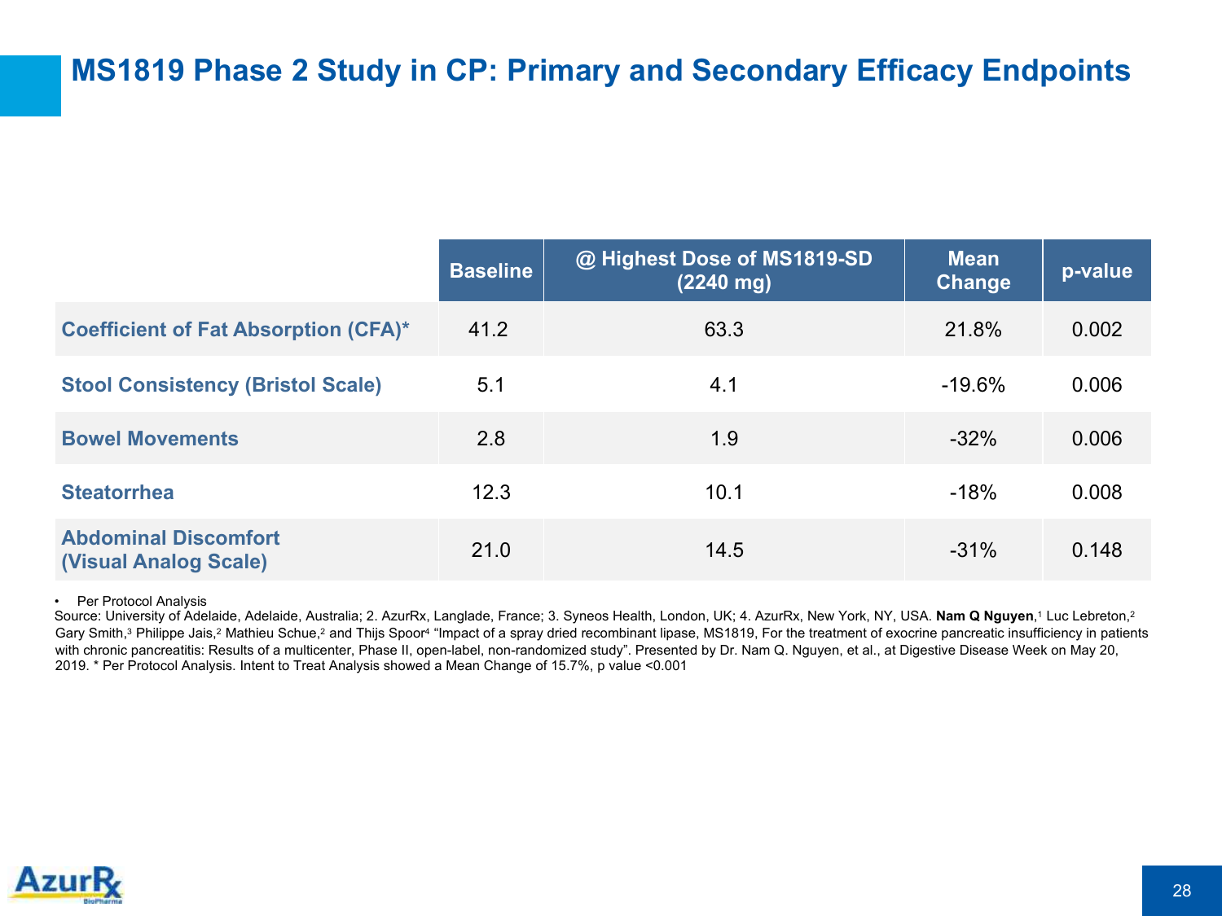# MS1819 Phase 2 Study in CP: Primary and Secondary Efficacy Endpoints

| | Baseline | @ Highest Dose of MS1819-SD (2240 mg) | Mean Change | p-value |
|---|---|---|---|---|
| **Coefficient of Fat Absorption (CFA)*** | 41.2 | 63.3 | 21.8% | 0.002 |
| **Stool Consistency (Bristol Scale)** | 5.1 | 4.1 | -19.6% | 0.006 |
| **Bowel Movements** | 2.8 | 1.9 | -32% | 0.006 |
| **Steatorrhea** | 12.3 | 10.1 | -18% | 0.008 |
| **Abdominal Discomfort (Visual Analog Scale)** | 21.0 | 14.5 | -31% | 0.148 |

- Per Protocol Analysis

Source: University of Adelaide, Adelaide, Australia; 2. AzurRx, Langlade, France; 3. Syneos Health, London, UK; 4. AzurRx, New York, NY, USA. **Nam Q Nguyen**,[1] Luc Lebreton,[2] Gary Smith,[3] Philippe Jais,[2] Mathieu Schue,[2] and Thijs Spoor[4] "Impact of a spray dried recombinant lipase, MS1819, For the treatment of exocrine pancreatic insufficiency in patients with chronic pancreatitis: Results of a multicenter, Phase II, open-label, non-randomized study". Presented by Dr. Nam Q. Nguyen, et al., at Digestive Disease Week on May 20, 2019. * Per Protocol Analysis. Intent to Treat Analysis showed a Mean Change of 15.7%, p value <0.001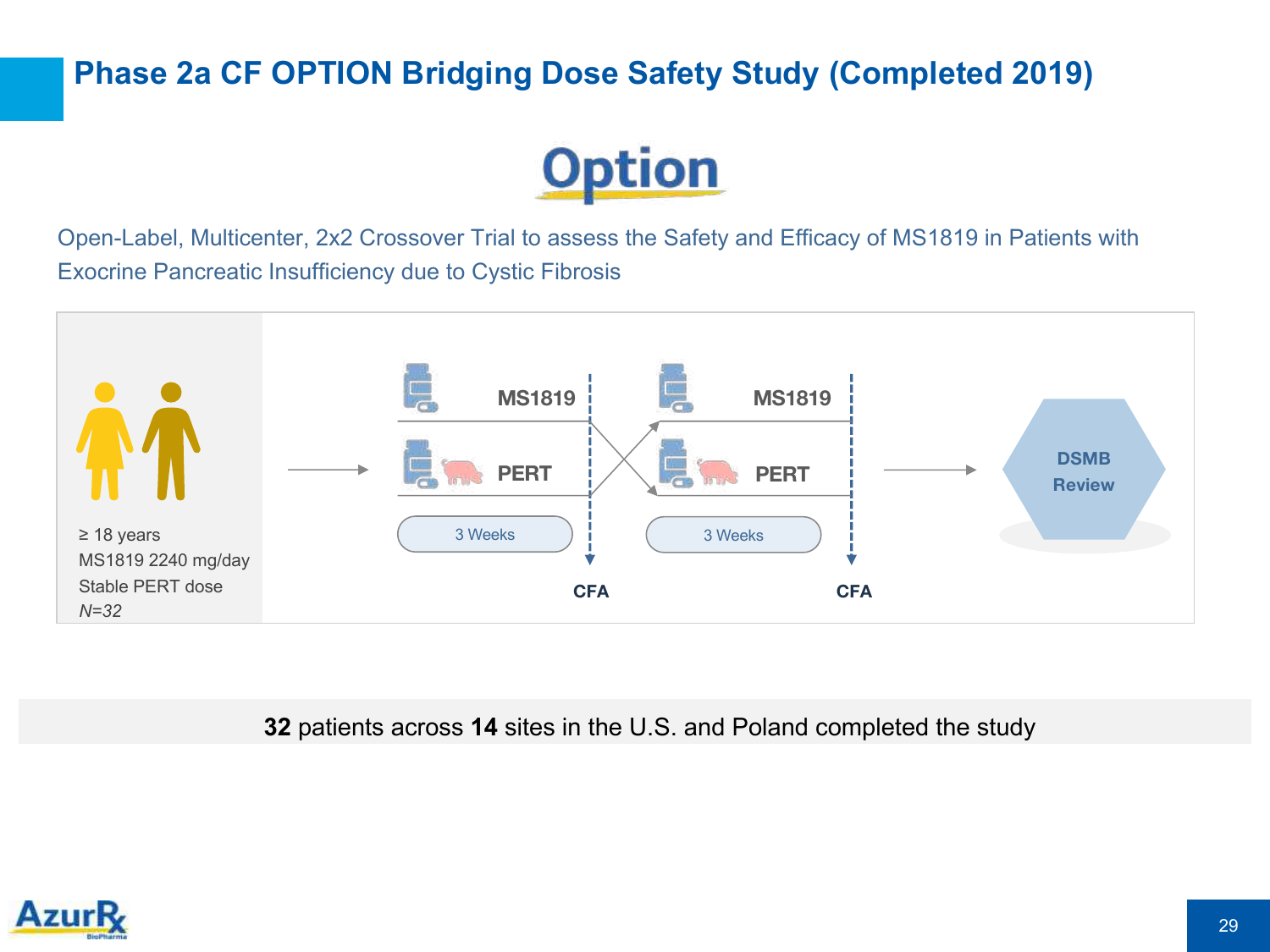# Phase 2a CF OPTION Bridging Dose Safety Study (Completed 2019)

**Option**

Open-Label, Multicenter, 2x2 Crossover Trial to assess the Safety and Efficacy of MS1819 in Patients with Exocrine Pancreatic Insufficiency due to Cystic Fibrosis

≥ 18 years
MS1819 2240 mg/day
Stable PERT dose
*N=32*

**MS1819**

**PERT**

3 Weeks

**CFA**

**MS1819**

**PERT**

3 Weeks

**CFA**

**DSMB Review**

**32** patients across **14** sites in the U.S. and Poland completed the study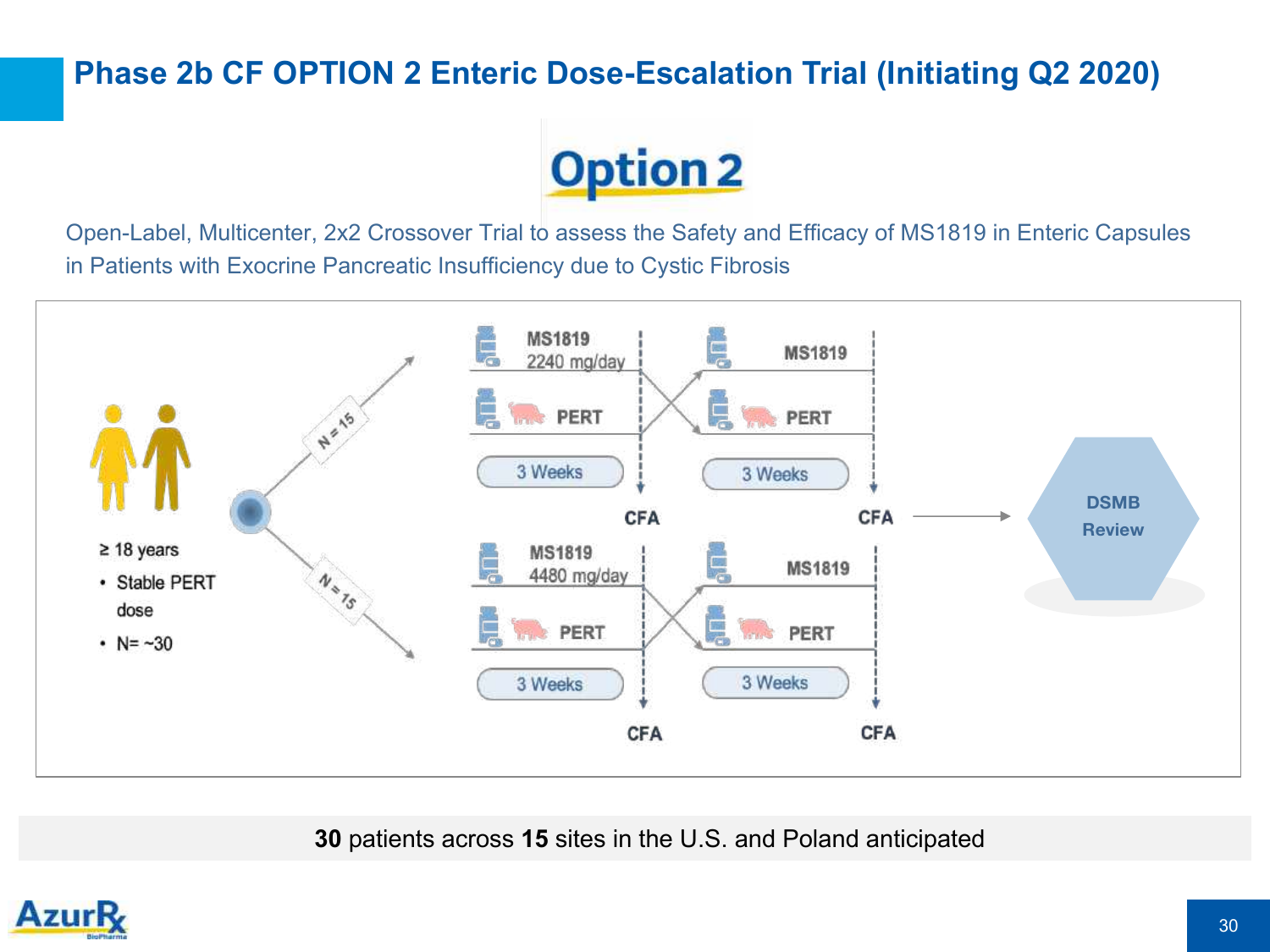# Phase 2b CF OPTION 2 Enteric Dose-Escalation Trial (Initiating Q2 2020)

**Option 2**

Open-Label, Multicenter, 2x2 Crossover Trial to assess the Safety and Efficacy of MS1819 in Enteric Capsules in Patients with Exocrine Pancreatic Insufficiency due to Cystic Fibrosis

≥ 18 years

- Stable PERT dose
- N= ~30

N = 15

- MS1819 2240 mg/day → MS1819
- PERT → PERT
- 3 Weeks → CFA; 3 Weeks → CFA

N = 15

- MS1819 4480 mg/day → MS1819
- PERT → PERT
- 3 Weeks → CFA; 3 Weeks → CFA

CFA → DSMB Review

**30** patients across **15** sites in the U.S. and Poland anticipated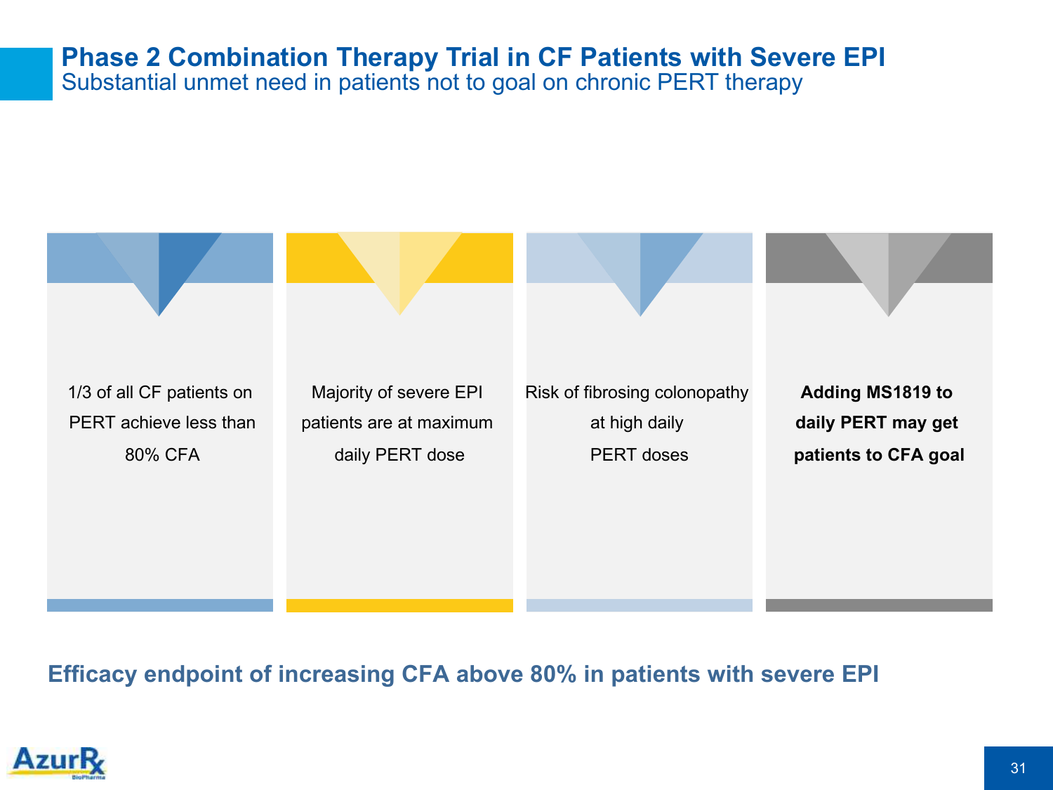# Phase 2 Combination Therapy Trial in CF Patients with Severe EPI

## Substantial unmet need in patients not to goal on chronic PERT therapy

- 1/3 of all CF patients on PERT achieve less than 80% CFA
- Majority of severe EPI patients are at maximum daily PERT dose
- Risk of fibrosing colonopathy at high daily PERT doses
- **Adding MS1819 to daily PERT may get patients to CFA goal**

**Efficacy endpoint of increasing CFA above 80% in patients with severe EPI**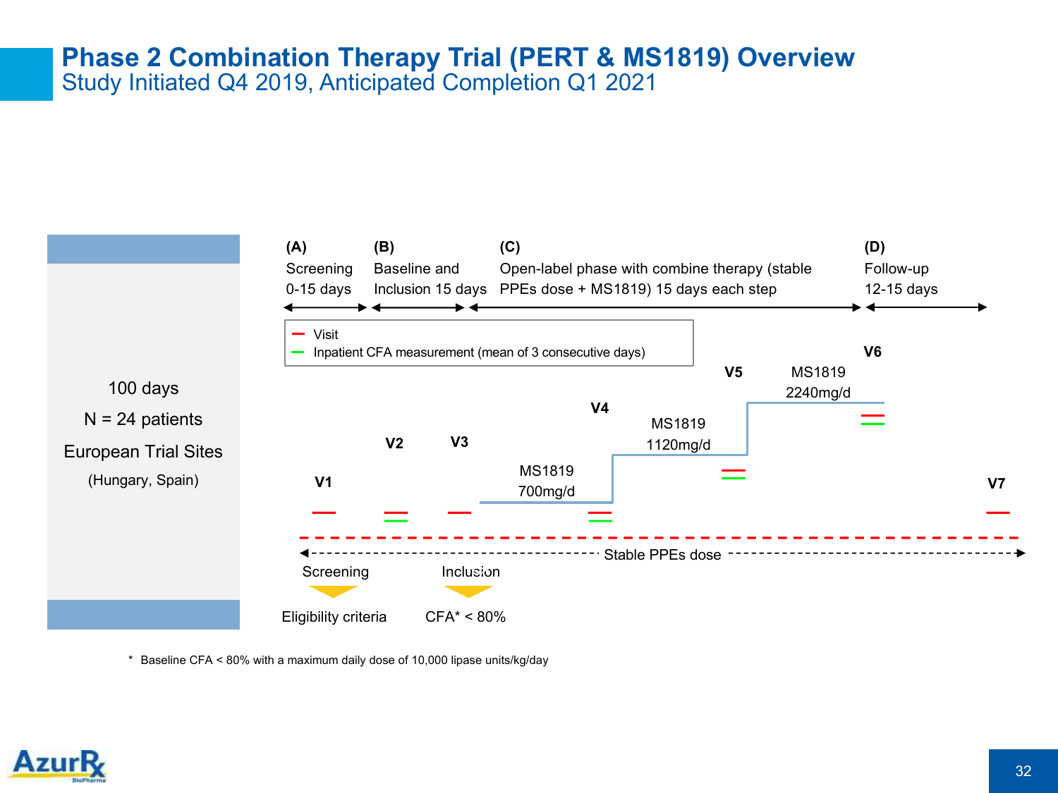# Phase 2 Combination Therapy Trial (PERT & MS1819) Overview

## Study Initiated Q4 2019, Anticipated Completion Q1 2021

100 days

N = 24 patients

European Trial Sites

(Hungary, Spain)

(A) Screening 0-15 days

(B) Baseline and Inclusion 15 days

(C) Open-label phase with combine therapy (stable PPEs dose + MS1819) 15 days each step

(D) Follow-up 12-15 days

Visit

Inpatient CFA measurement (mean of 3 consecutive days)

V1

V2

V3

V4

V5

V6

V7

MS1819 700mg/d

MS1819 1120mg/d

MS1819 2240mg/d

Stable PPEs dose

Screening

Eligibility criteria

Inclusion

CFA* < 80%

\* Baseline CFA < 80% with a maximum daily dose of 10,000 lipase units/kg/day